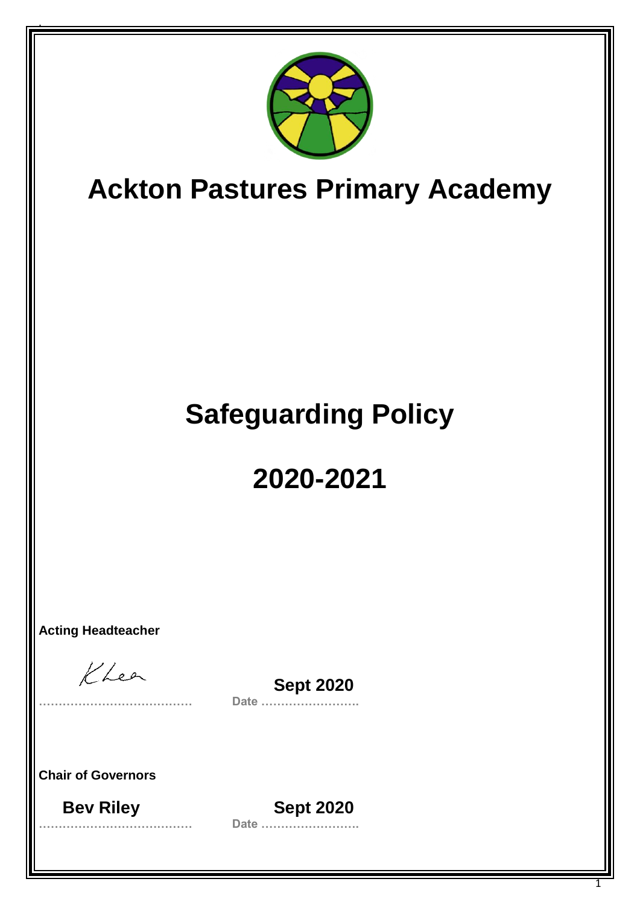# Ackton Pastures Primary Academy

# Safeguarding Policy

# 2020-2021

**Acting Headteacher**

KLee

……………………………… **Sept 2020**
Date ……………………

**Chair of Governors**

**Bev Riley** **Sept 2020**
……………………………… Date ……………………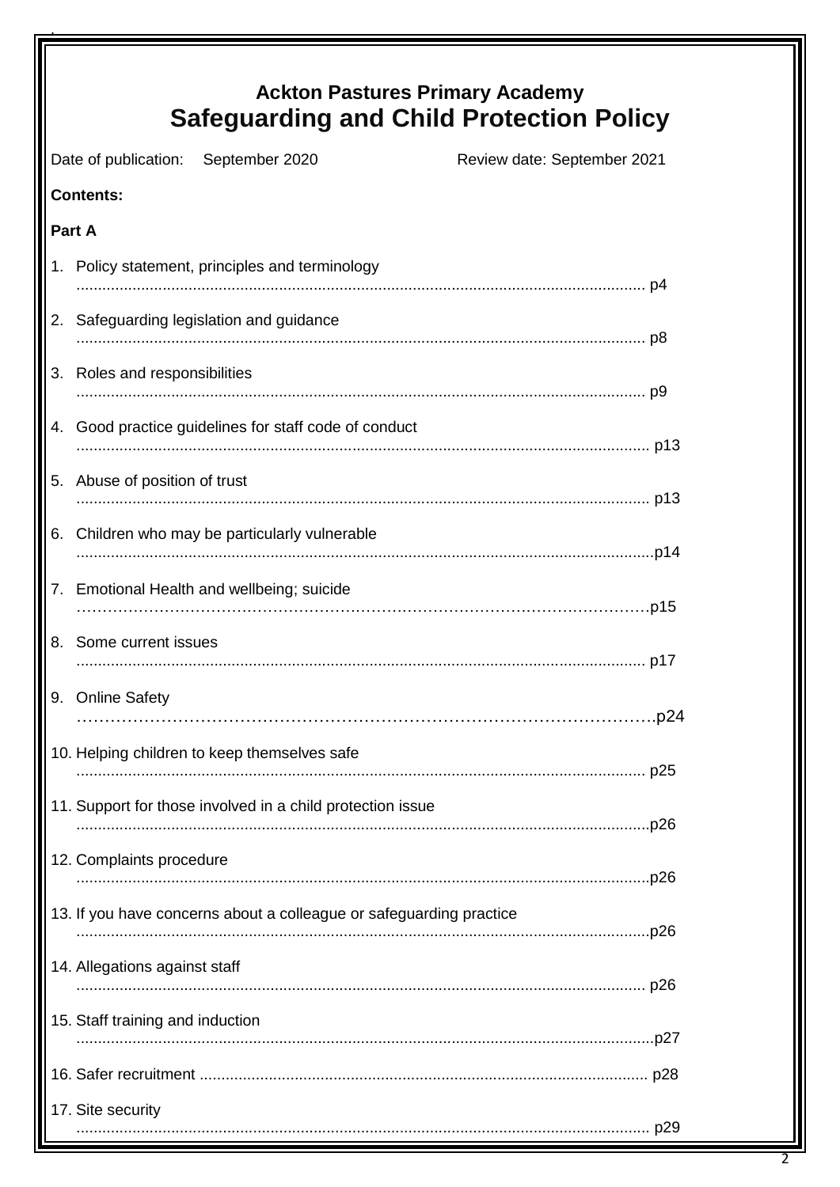# Ackton Pastures Primary Academy
# Safeguarding and Child Protection Policy

Date of publication: September 2020 Review date: September 2021

**Contents:**

**Part A**

1. Policy statement, principles and terminology ........................................................ p4
2. Safeguarding legislation and guidance ........................................................ p8
3. Roles and responsibilities ........................................................ p9
4. Good practice guidelines for staff code of conduct ........................................................ p13
5. Abuse of position of trust ........................................................ p13
6. Children who may be particularly vulnerable ........................................................ p14
7. Emotional Health and wellbeing; suicide ........................................................ p15
8. Some current issues ........................................................ p17
9. Online Safety ........................................................ p24
10. Helping children to keep themselves safe ........................................................ p25
11. Support for those involved in a child protection issue ........................................................ p26
12. Complaints procedure ........................................................ p26
13. If you have concerns about a colleague or safeguarding practice ........................................................ p26
14. Allegations against staff ........................................................ p26
15. Staff training and induction ........................................................ p27
16. Safer recruitment ........................................................ p28
17. Site security ........................................................ p29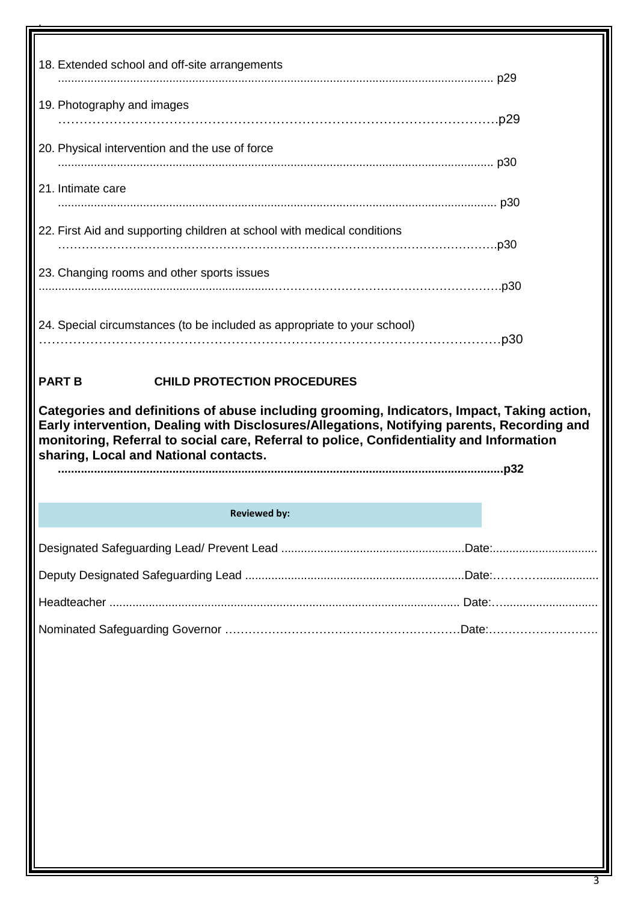18. Extended school and off-site arrangements ..................................................................................................................................... p29

19. Photography and images ……………………………………………………………………………………….p29

20. Physical intervention and the use of force ..................................................................................................................................... p30

21. Intimate care ..................................................................................................................................... p30

22. First Aid and supporting children at school with medical conditions ……………………………………………………………………………………….p30

23. Changing rooms and other sports issues ......................................................................................………………………………………………p30

24. Special circumstances (to be included as appropriate to your school) ……………………………………………………………………………………………….p30

**PART B CHILD PROTECTION PROCEDURES**

**Categories and definitions of abuse including grooming, Indicators, Impact, Taking action, Early intervention, Dealing with Disclosures/Allegations, Notifying parents, Recording and monitoring, Referral to social care, Referral to police, Confidentiality and Information sharing, Local and National contacts.**
**.......................................................................................................................................p32**

**Reviewed by:**

Designated Safeguarding Lead/ Prevent Lead ........................................................Date:................................

Deputy Designated Safeguarding Lead ...................................................................Date:…………..................

Headteacher .......................................................................................................... Date:…............................

Nominated Safeguarding Governor ……………………………………………………Date:……………………….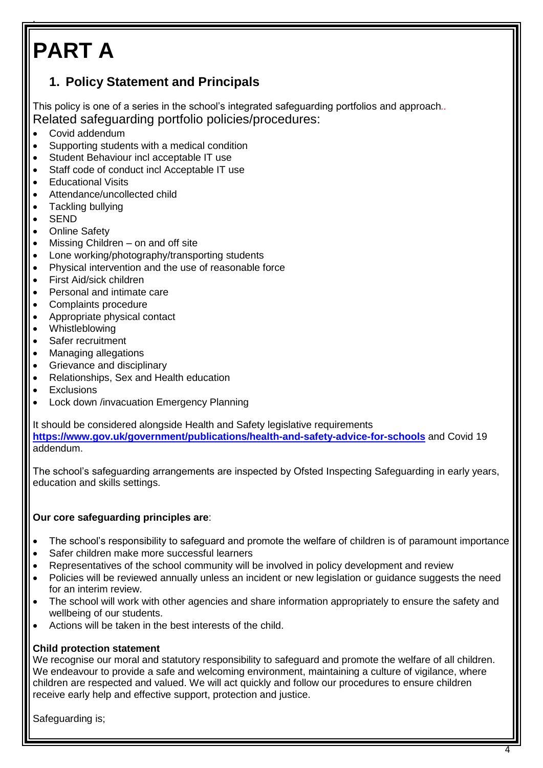# PART A

## 1. Policy Statement and Principals

This policy is one of a series in the school's integrated safeguarding portfolios and approach..

Related safeguarding portfolio policies/procedures:

- Covid addendum
- Supporting students with a medical condition
- Student Behaviour incl acceptable IT use
- Staff code of conduct incl Acceptable IT use
- Educational Visits
- Attendance/uncollected child
- Tackling bullying
- SEND
- Online Safety
- Missing Children – on and off site
- Lone working/photography/transporting students
- Physical intervention and the use of reasonable force
- First Aid/sick children
- Personal and intimate care
- Complaints procedure
- Appropriate physical contact
- Whistleblowing
- Safer recruitment
- Managing allegations
- Grievance and disciplinary
- Relationships, Sex and Health education
- Exclusions
- Lock down /invacuation Emergency Planning

It should be considered alongside Health and Safety legislative requirements **https://www.gov.uk/government/publications/health-and-safety-advice-for-schools** and Covid 19 addendum.

The school's safeguarding arrangements are inspected by Ofsted Inspecting Safeguarding in early years, education and skills settings.

**Our core safeguarding principles are**:

- The school's responsibility to safeguard and promote the welfare of children is of paramount importance
- Safer children make more successful learners
- Representatives of the school community will be involved in policy development and review
- Policies will be reviewed annually unless an incident or new legislation or guidance suggests the need for an interim review.
- The school will work with other agencies and share information appropriately to ensure the safety and wellbeing of our students.
- Actions will be taken in the best interests of the child.

**Child protection statement**

We recognise our moral and statutory responsibility to safeguard and promote the welfare of all children. We endeavour to provide a safe and welcoming environment, maintaining a culture of vigilance, where children are respected and valued. We will act quickly and follow our procedures to ensure children receive early help and effective support, protection and justice.

Safeguarding is;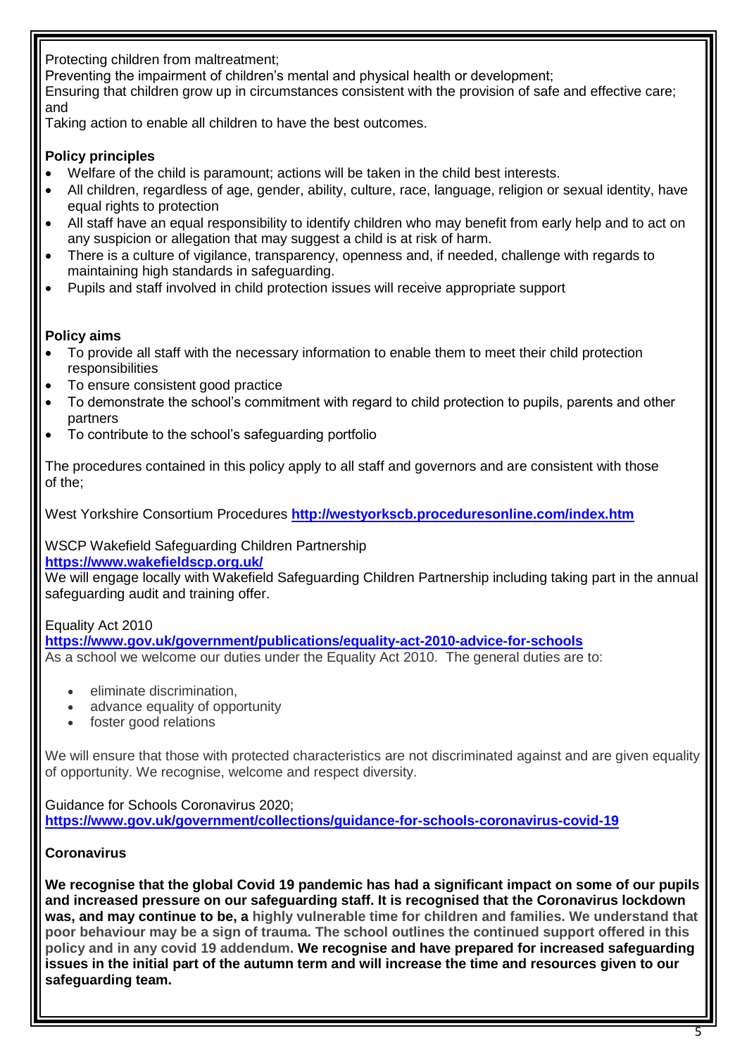Protecting children from maltreatment;
Preventing the impairment of children's mental and physical health or development;
Ensuring that children grow up in circumstances consistent with the provision of safe and effective care; and
Taking action to enable all children to have the best outcomes.

**Policy principles**

- Welfare of the child is paramount; actions will be taken in the child best interests.
- All children, regardless of age, gender, ability, culture, race, language, religion or sexual identity, have equal rights to protection
- All staff have an equal responsibility to identify children who may benefit from early help and to act on any suspicion or allegation that may suggest a child is at risk of harm.
- There is a culture of vigilance, transparency, openness and, if needed, challenge with regards to maintaining high standards in safeguarding.
- Pupils and staff involved in child protection issues will receive appropriate support

**Policy aims**

- To provide all staff with the necessary information to enable them to meet their child protection responsibilities
- To ensure consistent good practice
- To demonstrate the school's commitment with regard to child protection to pupils, parents and other partners
- To contribute to the school's safeguarding portfolio

The procedures contained in this policy apply to all staff and governors and are consistent with those of the;

West Yorkshire Consortium Procedures **http://westyorkscb.proceduresonline.com/index.htm**

WSCP Wakefield Safeguarding Children Partnership
**https://www.wakefieldscp.org.uk/**
We will engage locally with Wakefield Safeguarding Children Partnership including taking part in the annual safeguarding audit and training offer.

Equality Act 2010
**https://www.gov.uk/government/publications/equality-act-2010-advice-for-schools**
As a school we welcome our duties under the Equality Act 2010. The general duties are to:

- eliminate discrimination,
- advance equality of opportunity
- foster good relations

We will ensure that those with protected characteristics are not discriminated against and are given equality of opportunity. We recognise, welcome and respect diversity.

Guidance for Schools Coronavirus 2020;
**https://www.gov.uk/government/collections/guidance-for-schools-coronavirus-covid-19**

**Coronavirus**

**We recognise that the global Covid 19 pandemic has had a significant impact on some of our pupils and increased pressure on our safeguarding staff. It is recognised that the Coronavirus lockdown was, and may continue to be, a highly vulnerable time for children and families. We understand that poor behaviour may be a sign of trauma. The school outlines the continued support offered in this policy and in any covid 19 addendum. We recognise and have prepared for increased safeguarding issues in the initial part of the autumn term and will increase the time and resources given to our safeguarding team.**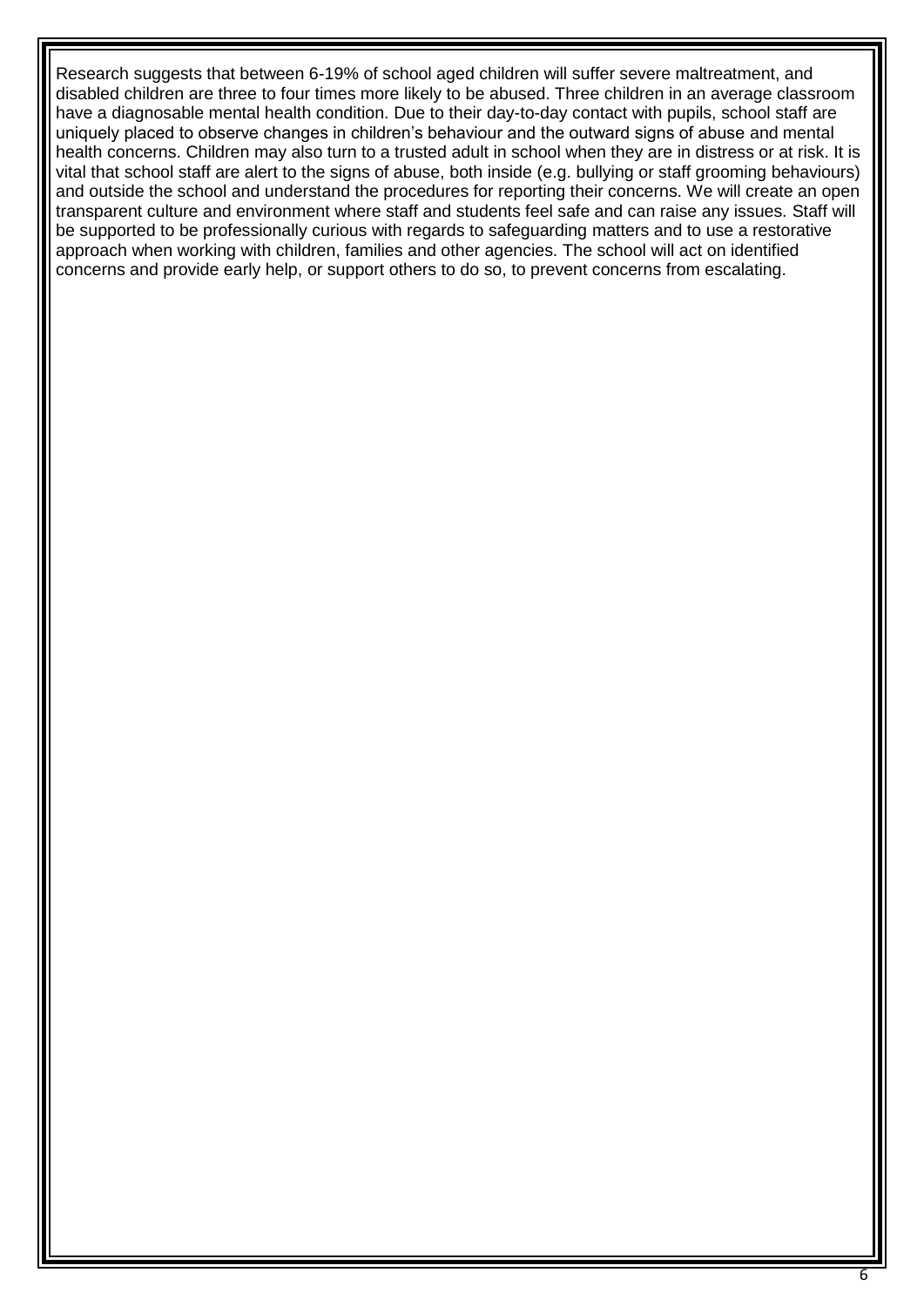Research suggests that between 6-19% of school aged children will suffer severe maltreatment, and disabled children are three to four times more likely to be abused. Three children in an average classroom have a diagnosable mental health condition. Due to their day-to-day contact with pupils, school staff are uniquely placed to observe changes in children's behaviour and the outward signs of abuse and mental health concerns. Children may also turn to a trusted adult in school when they are in distress or at risk. It is vital that school staff are alert to the signs of abuse, both inside (e.g. bullying or staff grooming behaviours) and outside the school and understand the procedures for reporting their concerns. We will create an open transparent culture and environment where staff and students feel safe and can raise any issues. Staff will be supported to be professionally curious with regards to safeguarding matters and to use a restorative approach when working with children, families and other agencies. The school will act on identified concerns and provide early help, or support others to do so, to prevent concerns from escalating.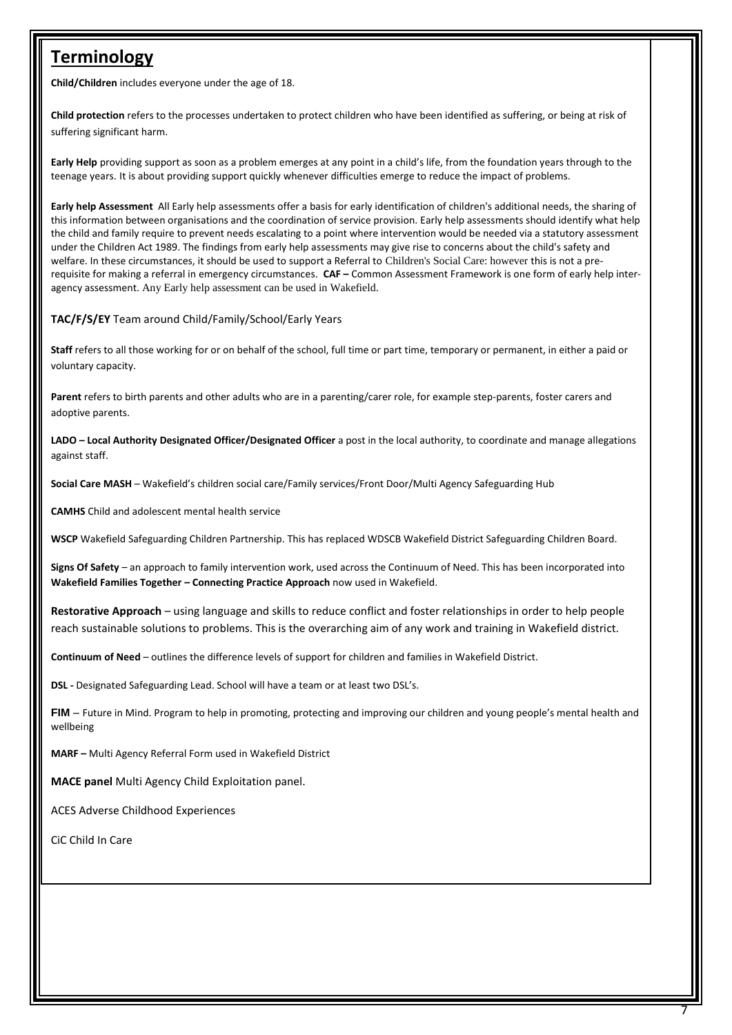## Terminology

**Child/Children** includes everyone under the age of 18.

**Child protection** refers to the processes undertaken to protect children who have been identified as suffering, or being at risk of suffering significant harm.

**Early Help** providing support as soon as a problem emerges at any point in a child's life, from the foundation years through to the teenage years. It is about providing support quickly whenever difficulties emerge to reduce the impact of problems.

**Early help Assessment** All Early help assessments offer a basis for early identification of children's additional needs, the sharing of this information between organisations and the coordination of service provision. Early help assessments should identify what help the child and family require to prevent needs escalating to a point where intervention would be needed via a statutory assessment under the Children Act 1989. The findings from early help assessments may give rise to concerns about the child's safety and welfare. In these circumstances, it should be used to support a Referral to Children's Social Care: however this is not a pre-requisite for making a referral in emergency circumstances. **CAF –** Common Assessment Framework is one form of early help inter-agency assessment. Any Early help assessment can be used in Wakefield.

**TAC/F/S/EY** Team around Child/Family/School/Early Years

**Staff** refers to all those working for or on behalf of the school, full time or part time, temporary or permanent, in either a paid or voluntary capacity.

**Parent** refers to birth parents and other adults who are in a parenting/carer role, for example step-parents, foster carers and adoptive parents.

**LADO – Local Authority Designated Officer/Designated Officer** a post in the local authority, to coordinate and manage allegations against staff.

**Social Care MASH** – Wakefield's children social care/Family services/Front Door/Multi Agency Safeguarding Hub

**CAMHS** Child and adolescent mental health service

**WSCP** Wakefield Safeguarding Children Partnership. This has replaced WDSCB Wakefield District Safeguarding Children Board.

**Signs Of Safety** – an approach to family intervention work, used across the Continuum of Need. This has been incorporated into **Wakefield Families Together – Connecting Practice Approach** now used in Wakefield.

**Restorative Approach** – using language and skills to reduce conflict and foster relationships in order to help people reach sustainable solutions to problems. This is the overarching aim of any work and training in Wakefield district.

**Continuum of Need** – outlines the difference levels of support for children and families in Wakefield District.

**DSL -** Designated Safeguarding Lead. School will have a team or at least two DSL's.

**FIM** – Future in Mind. Program to help in promoting, protecting and improving our children and young people's mental health and wellbeing

**MARF –** Multi Agency Referral Form used in Wakefield District

**MACE panel** Multi Agency Child Exploitation panel.

ACES Adverse Childhood Experiences

CiC Child In Care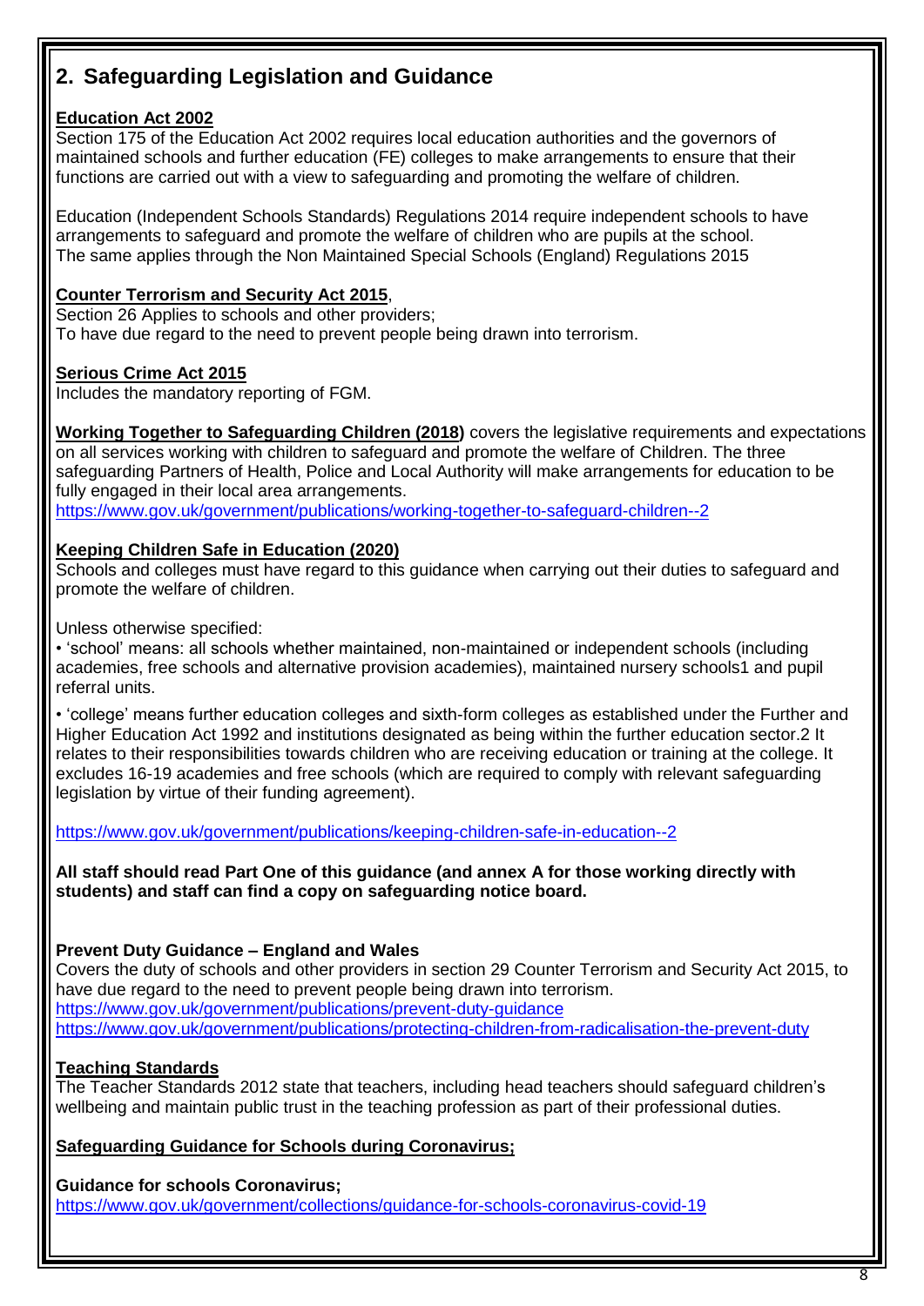## 2. Safeguarding Legislation and Guidance

**Education Act 2002**
Section 175 of the Education Act 2002 requires local education authorities and the governors of maintained schools and further education (FE) colleges to make arrangements to ensure that their functions are carried out with a view to safeguarding and promoting the welfare of children.

Education (Independent Schools Standards) Regulations 2014 require independent schools to have arrangements to safeguard and promote the welfare of children who are pupils at the school.
The same applies through the Non Maintained Special Schools (England) Regulations 2015

**Counter Terrorism and Security Act 2015**,
Section 26 Applies to schools and other providers;
To have due regard to the need to prevent people being drawn into terrorism.

**Serious Crime Act 2015**
Includes the mandatory reporting of FGM.

**Working Together to Safeguarding Children (2018)** covers the legislative requirements and expectations on all services working with children to safeguard and promote the welfare of Children. The three safeguarding Partners of Health, Police and Local Authority will make arrangements for education to be fully engaged in their local area arrangements.
https://www.gov.uk/government/publications/working-together-to-safeguard-children--2

**Keeping Children Safe in Education (2020)**
Schools and colleges must have regard to this guidance when carrying out their duties to safeguard and promote the welfare of children.

Unless otherwise specified:

- 'school' means: all schools whether maintained, non-maintained or independent schools (including academies, free schools and alternative provision academies), maintained nursery schools1 and pupil referral units.
- 'college' means further education colleges and sixth-form colleges as established under the Further and Higher Education Act 1992 and institutions designated as being within the further education sector.2 It relates to their responsibilities towards children who are receiving education or training at the college. It excludes 16-19 academies and free schools (which are required to comply with relevant safeguarding legislation by virtue of their funding agreement).

https://www.gov.uk/government/publications/keeping-children-safe-in-education--2

**All staff should read Part One of this guidance (and annex A for those working directly with students) and staff can find a copy on safeguarding notice board.**

**Prevent Duty Guidance – England and Wales**
Covers the duty of schools and other providers in section 29 Counter Terrorism and Security Act 2015, to have due regard to the need to prevent people being drawn into terrorism.
https://www.gov.uk/government/publications/prevent-duty-guidance
https://www.gov.uk/government/publications/protecting-children-from-radicalisation-the-prevent-duty

**Teaching Standards**
The Teacher Standards 2012 state that teachers, including head teachers should safeguard children's wellbeing and maintain public trust in the teaching profession as part of their professional duties.

**Safeguarding Guidance for Schools during Coronavirus;**

**Guidance for schools Coronavirus;**
https://www.gov.uk/government/collections/guidance-for-schools-coronavirus-covid-19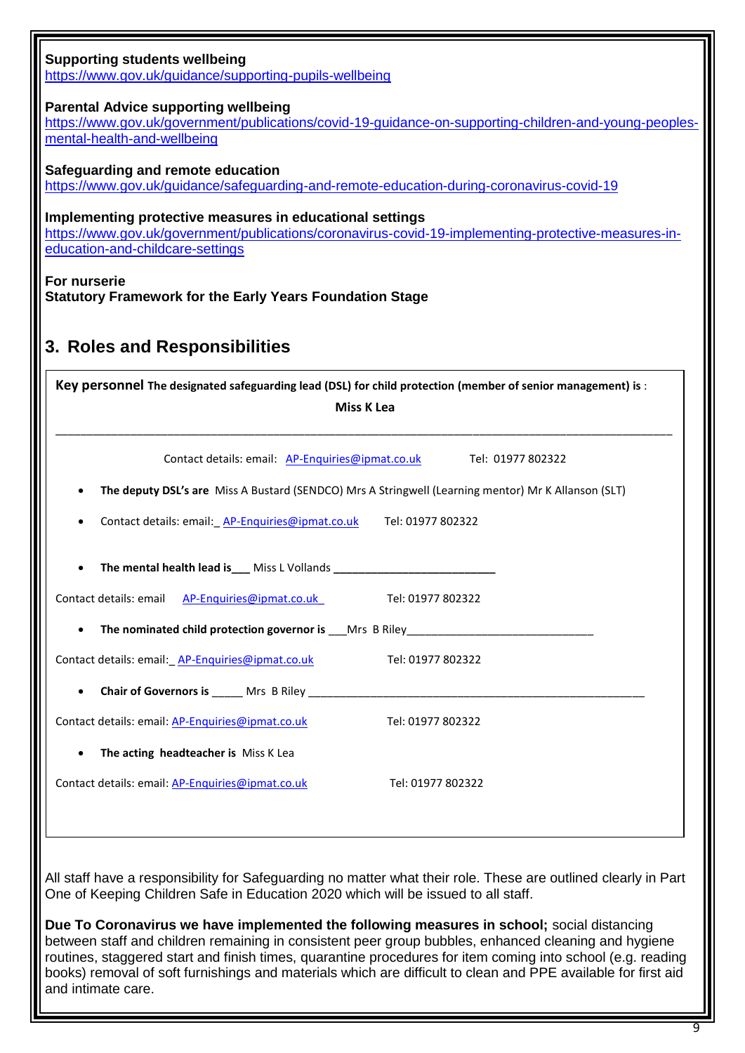**Supporting students wellbeing**
https://www.gov.uk/guidance/supporting-pupils-wellbeing

**Parental Advice supporting wellbeing**
https://www.gov.uk/government/publications/covid-19-guidance-on-supporting-children-and-young-peoples-mental-health-and-wellbeing

**Safeguarding and remote education**
https://www.gov.uk/guidance/safeguarding-and-remote-education-during-coronavirus-covid-19

**Implementing protective measures in educational settings**
https://www.gov.uk/government/publications/coronavirus-covid-19-implementing-protective-measures-in-education-and-childcare-settings

**For nurserie**
**Statutory Framework for the Early Years Foundation Stage**

## 3. Roles and Responsibilities

**Key personnel The designated safeguarding lead (DSL) for child protection (member of senior management) is** :

**Miss K Lea**

Contact details: email: AP-Enquiries@ipmat.co.uk Tel: 01977 802322

- **The deputy DSL's are** Miss A Bustard (SENDCO) Mrs A Stringwell (Learning mentor) Mr K Allanson (SLT)
- Contact details: email: AP-Enquiries@ipmat.co.uk Tel: 01977 802322
- **The mental health lead is** Miss L Vollands

Contact details: email AP-Enquiries@ipmat.co.uk Tel: 01977 802322

- **The nominated child protection governor is** Mrs B Riley

Contact details: email: AP-Enquiries@ipmat.co.uk Tel: 01977 802322

- **Chair of Governors is** Mrs B Riley

Contact details: email: AP-Enquiries@ipmat.co.uk Tel: 01977 802322

- **The acting headteacher is** Miss K Lea

Contact details: email: AP-Enquiries@ipmat.co.uk Tel: 01977 802322

All staff have a responsibility for Safeguarding no matter what their role. These are outlined clearly in Part One of Keeping Children Safe in Education 2020 which will be issued to all staff.

**Due To Coronavirus we have implemented the following measures in school;** social distancing between staff and children remaining in consistent peer group bubbles, enhanced cleaning and hygiene routines, staggered start and finish times, quarantine procedures for item coming into school (e.g. reading books) removal of soft furnishings and materials which are difficult to clean and PPE available for first aid and intimate care.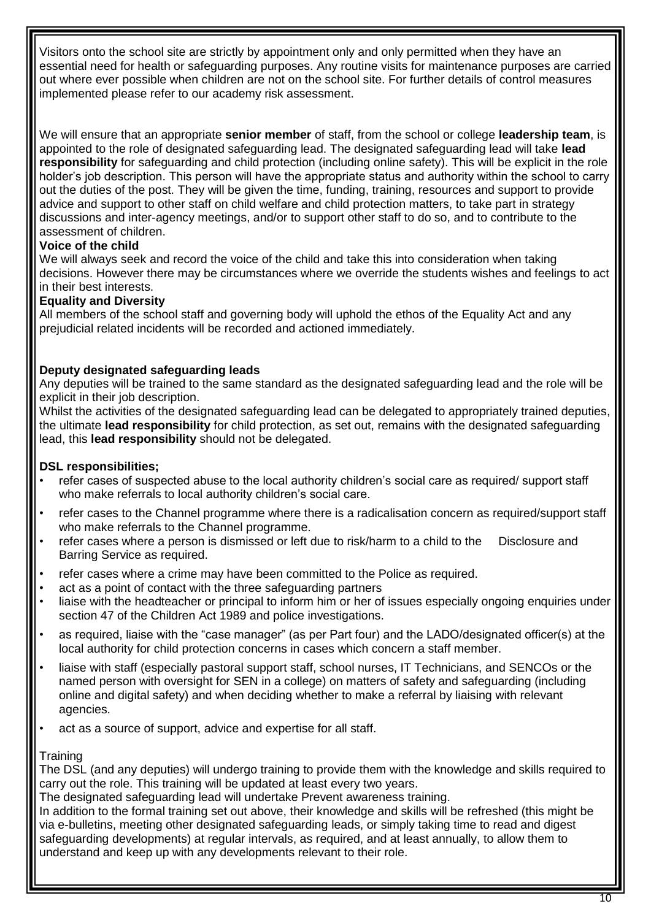Visitors onto the school site are strictly by appointment only and only permitted when they have an essential need for health or safeguarding purposes. Any routine visits for maintenance purposes are carried out where ever possible when children are not on the school site. For further details of control measures implemented please refer to our academy risk assessment.

We will ensure that an appropriate **senior member** of staff, from the school or college **leadership team**, is appointed to the role of designated safeguarding lead. The designated safeguarding lead will take **lead responsibility** for safeguarding and child protection (including online safety). This will be explicit in the role holder's job description. This person will have the appropriate status and authority within the school to carry out the duties of the post. They will be given the time, funding, training, resources and support to provide advice and support to other staff on child welfare and child protection matters, to take part in strategy discussions and inter-agency meetings, and/or to support other staff to do so, and to contribute to the assessment of children.

**Voice of the child**

We will always seek and record the voice of the child and take this into consideration when taking decisions. However there may be circumstances where we override the students wishes and feelings to act in their best interests.

**Equality and Diversity**

All members of the school staff and governing body will uphold the ethos of the Equality Act and any prejudicial related incidents will be recorded and actioned immediately.

**Deputy designated safeguarding leads**

Any deputies will be trained to the same standard as the designated safeguarding lead and the role will be explicit in their job description.

Whilst the activities of the designated safeguarding lead can be delegated to appropriately trained deputies, the ultimate **lead responsibility** for child protection, as set out, remains with the designated safeguarding lead, this **lead responsibility** should not be delegated.

**DSL responsibilities;**

- refer cases of suspected abuse to the local authority children's social care as required/ support staff who make referrals to local authority children's social care.
- refer cases to the Channel programme where there is a radicalisation concern as required/support staff who make referrals to the Channel programme.
- refer cases where a person is dismissed or left due to risk/harm to a child to the Disclosure and Barring Service as required.
- refer cases where a crime may have been committed to the Police as required.
- act as a point of contact with the three safeguarding partners
- liaise with the headteacher or principal to inform him or her of issues especially ongoing enquiries under section 47 of the Children Act 1989 and police investigations.
- as required, liaise with the "case manager" (as per Part four) and the LADO/designated officer(s) at the local authority for child protection concerns in cases which concern a staff member.
- liaise with staff (especially pastoral support staff, school nurses, IT Technicians, and SENCOs or the named person with oversight for SEN in a college) on matters of safety and safeguarding (including online and digital safety) and when deciding whether to make a referral by liaising with relevant agencies.
- act as a source of support, advice and expertise for all staff.

Training

The DSL (and any deputies) will undergo training to provide them with the knowledge and skills required to carry out the role. This training will be updated at least every two years.

The designated safeguarding lead will undertake Prevent awareness training.

In addition to the formal training set out above, their knowledge and skills will be refreshed (this might be via e-bulletins, meeting other designated safeguarding leads, or simply taking time to read and digest safeguarding developments) at regular intervals, as required, and at least annually, to allow them to understand and keep up with any developments relevant to their role.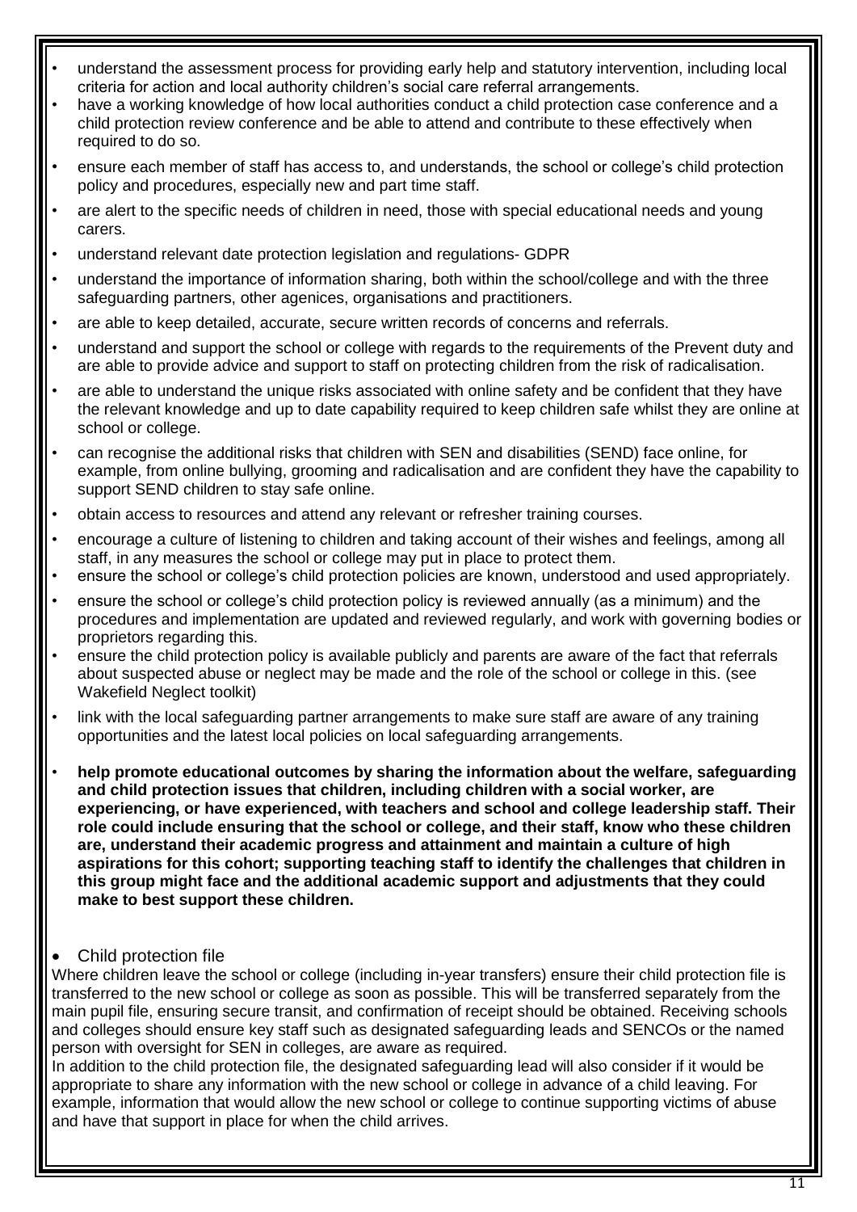- understand the assessment process for providing early help and statutory intervention, including local criteria for action and local authority children's social care referral arrangements.
- have a working knowledge of how local authorities conduct a child protection case conference and a child protection review conference and be able to attend and contribute to these effectively when required to do so.
- ensure each member of staff has access to, and understands, the school or college's child protection policy and procedures, especially new and part time staff.
- are alert to the specific needs of children in need, those with special educational needs and young carers.
- understand relevant date protection legislation and regulations- GDPR
- understand the importance of information sharing, both within the school/college and with the three safeguarding partners, other agenices, organisations and practitioners.
- are able to keep detailed, accurate, secure written records of concerns and referrals.
- understand and support the school or college with regards to the requirements of the Prevent duty and are able to provide advice and support to staff on protecting children from the risk of radicalisation.
- are able to understand the unique risks associated with online safety and be confident that they have the relevant knowledge and up to date capability required to keep children safe whilst they are online at school or college.
- can recognise the additional risks that children with SEN and disabilities (SEND) face online, for example, from online bullying, grooming and radicalisation and are confident they have the capability to support SEND children to stay safe online.
- obtain access to resources and attend any relevant or refresher training courses.
- encourage a culture of listening to children and taking account of their wishes and feelings, among all staff, in any measures the school or college may put in place to protect them.
- ensure the school or college's child protection policies are known, understood and used appropriately.
- ensure the school or college's child protection policy is reviewed annually (as a minimum) and the procedures and implementation are updated and reviewed regularly, and work with governing bodies or proprietors regarding this.
- ensure the child protection policy is available publicly and parents are aware of the fact that referrals about suspected abuse or neglect may be made and the role of the school or college in this. (see Wakefield Neglect toolkit)
- link with the local safeguarding partner arrangements to make sure staff are aware of any training opportunities and the latest local policies on local safeguarding arrangements.
- **help promote educational outcomes by sharing the information about the welfare, safeguarding and child protection issues that children, including children with a social worker, are experiencing, or have experienced, with teachers and school and college leadership staff. Their role could include ensuring that the school or college, and their staff, know who these children are, understand their academic progress and attainment and maintain a culture of high aspirations for this cohort; supporting teaching staff to identify the challenges that children in this group might face and the additional academic support and adjustments that they could make to best support these children.**

- Child protection file

Where children leave the school or college (including in-year transfers) ensure their child protection file is transferred to the new school or college as soon as possible. This will be transferred separately from the main pupil file, ensuring secure transit, and confirmation of receipt should be obtained. Receiving schools and colleges should ensure key staff such as designated safeguarding leads and SENCOs or the named person with oversight for SEN in colleges, are aware as required.

In addition to the child protection file, the designated safeguarding lead will also consider if it would be appropriate to share any information with the new school or college in advance of a child leaving. For example, information that would allow the new school or college to continue supporting victims of abuse and have that support in place for when the child arrives.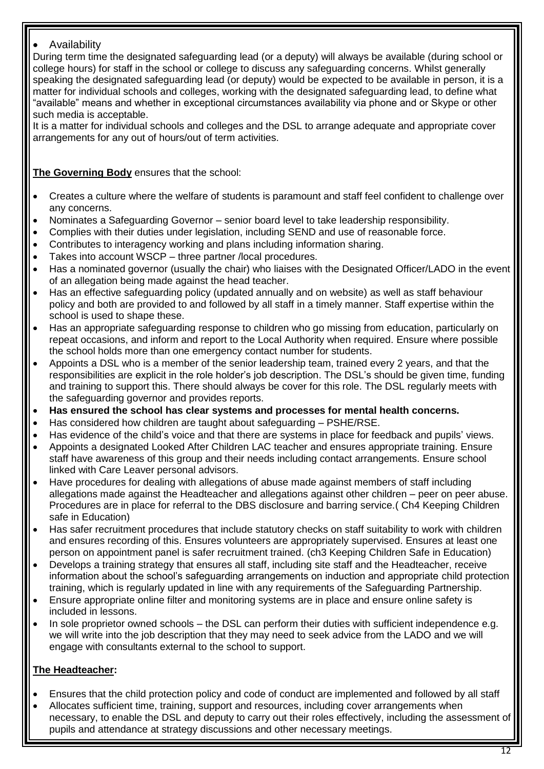- Availability

During term time the designated safeguarding lead (or a deputy) will always be available (during school or college hours) for staff in the school or college to discuss any safeguarding concerns. Whilst generally speaking the designated safeguarding lead (or deputy) would be expected to be available in person, it is a matter for individual schools and colleges, working with the designated safeguarding lead, to define what "available" means and whether in exceptional circumstances availability via phone and or Skype or other such media is acceptable.

It is a matter for individual schools and colleges and the DSL to arrange adequate and appropriate cover arrangements for any out of hours/out of term activities.

**The Governing Body** ensures that the school:

- Creates a culture where the welfare of students is paramount and staff feel confident to challenge over any concerns.
- Nominates a Safeguarding Governor – senior board level to take leadership responsibility.
- Complies with their duties under legislation, including SEND and use of reasonable force.
- Contributes to interagency working and plans including information sharing.
- Takes into account WSCP – three partner /local procedures.
- Has a nominated governor (usually the chair) who liaises with the Designated Officer/LADO in the event of an allegation being made against the head teacher.
- Has an effective safeguarding policy (updated annually and on website) as well as staff behaviour policy and both are provided to and followed by all staff in a timely manner. Staff expertise within the school is used to shape these.
- Has an appropriate safeguarding response to children who go missing from education, particularly on repeat occasions, and inform and report to the Local Authority when required. Ensure where possible the school holds more than one emergency contact number for students.
- Appoints a DSL who is a member of the senior leadership team, trained every 2 years, and that the responsibilities are explicit in the role holder's job description. The DSL's should be given time, funding and training to support this. There should always be cover for this role. The DSL regularly meets with the safeguarding governor and provides reports.
- **Has ensured the school has clear systems and processes for mental health concerns.**
- Has considered how children are taught about safeguarding – PSHE/RSE.
- Has evidence of the child's voice and that there are systems in place for feedback and pupils' views.
- Appoints a designated Looked After Children LAC teacher and ensures appropriate training. Ensure staff have awareness of this group and their needs including contact arrangements. Ensure school linked with Care Leaver personal advisors.
- Have procedures for dealing with allegations of abuse made against members of staff including allegations made against the Headteacher and allegations against other children – peer on peer abuse. Procedures are in place for referral to the DBS disclosure and barring service.( Ch4 Keeping Children safe in Education)
- Has safer recruitment procedures that include statutory checks on staff suitability to work with children and ensures recording of this. Ensures volunteers are appropriately supervised. Ensures at least one person on appointment panel is safer recruitment trained. (ch3 Keeping Children Safe in Education)
- Develops a training strategy that ensures all staff, including site staff and the Headteacher, receive information about the school's safeguarding arrangements on induction and appropriate child protection training, which is regularly updated in line with any requirements of the Safeguarding Partnership.
- Ensure appropriate online filter and monitoring systems are in place and ensure online safety is included in lessons.
- In sole proprietor owned schools – the DSL can perform their duties with sufficient independence e.g. we will write into the job description that they may need to seek advice from the LADO and we will engage with consultants external to the school to support.

**The Headteacher:**

- Ensures that the child protection policy and code of conduct are implemented and followed by all staff
- Allocates sufficient time, training, support and resources, including cover arrangements when necessary, to enable the DSL and deputy to carry out their roles effectively, including the assessment of pupils and attendance at strategy discussions and other necessary meetings.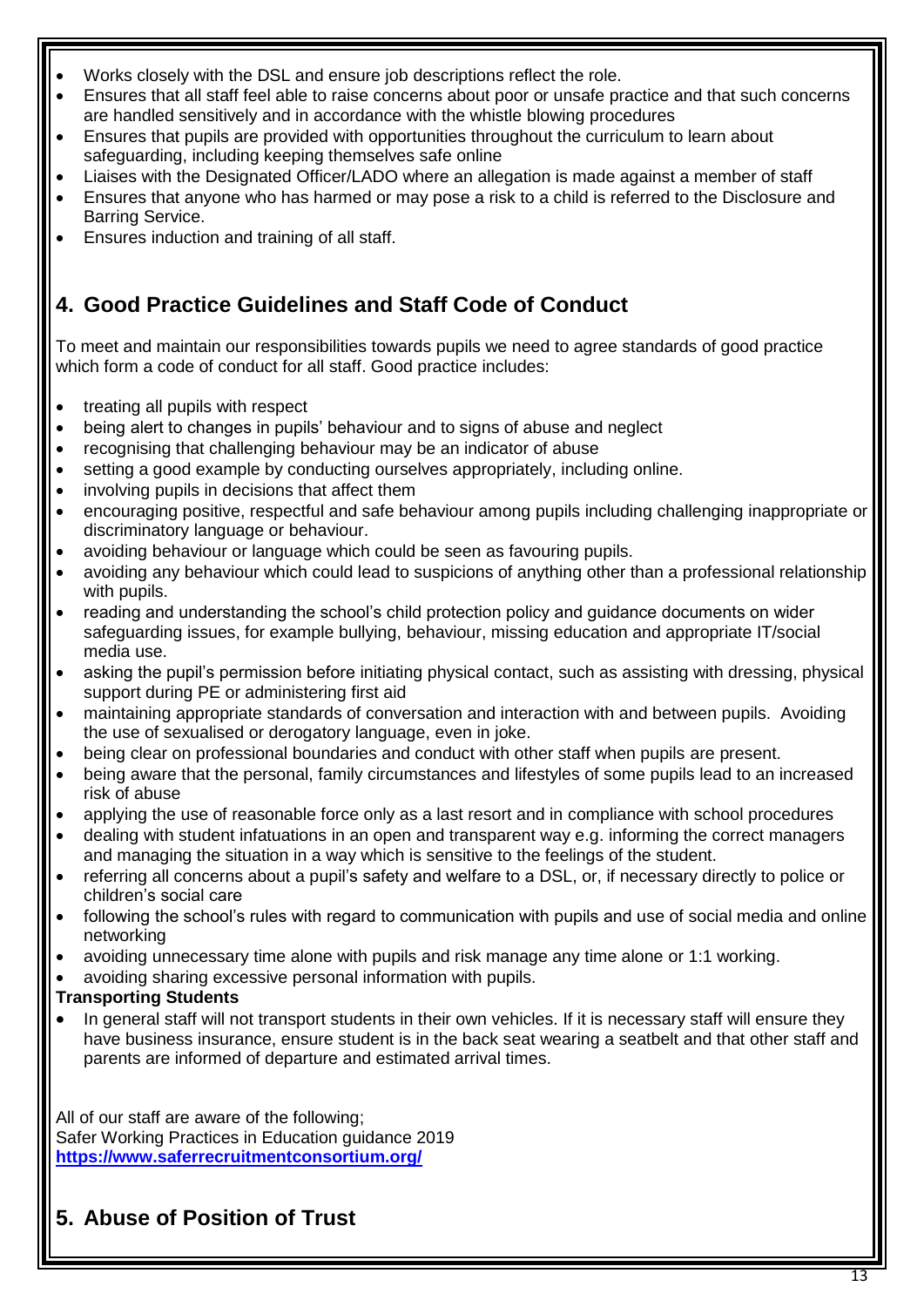- Works closely with the DSL and ensure job descriptions reflect the role.
- Ensures that all staff feel able to raise concerns about poor or unsafe practice and that such concerns are handled sensitively and in accordance with the whistle blowing procedures
- Ensures that pupils are provided with opportunities throughout the curriculum to learn about safeguarding, including keeping themselves safe online
- Liaises with the Designated Officer/LADO where an allegation is made against a member of staff
- Ensures that anyone who has harmed or may pose a risk to a child is referred to the Disclosure and Barring Service.
- Ensures induction and training of all staff.

## 4. Good Practice Guidelines and Staff Code of Conduct

To meet and maintain our responsibilities towards pupils we need to agree standards of good practice which form a code of conduct for all staff. Good practice includes:

- treating all pupils with respect
- being alert to changes in pupils' behaviour and to signs of abuse and neglect
- recognising that challenging behaviour may be an indicator of abuse
- setting a good example by conducting ourselves appropriately, including online.
- involving pupils in decisions that affect them
- encouraging positive, respectful and safe behaviour among pupils including challenging inappropriate or discriminatory language or behaviour.
- avoiding behaviour or language which could be seen as favouring pupils.
- avoiding any behaviour which could lead to suspicions of anything other than a professional relationship with pupils.
- reading and understanding the school's child protection policy and guidance documents on wider safeguarding issues, for example bullying, behaviour, missing education and appropriate IT/social media use.
- asking the pupil's permission before initiating physical contact, such as assisting with dressing, physical support during PE or administering first aid
- maintaining appropriate standards of conversation and interaction with and between pupils. Avoiding the use of sexualised or derogatory language, even in joke.
- being clear on professional boundaries and conduct with other staff when pupils are present.
- being aware that the personal, family circumstances and lifestyles of some pupils lead to an increased risk of abuse
- applying the use of reasonable force only as a last resort and in compliance with school procedures
- dealing with student infatuations in an open and transparent way e.g. informing the correct managers and managing the situation in a way which is sensitive to the feelings of the student.
- referring all concerns about a pupil's safety and welfare to a DSL, or, if necessary directly to police or children's social care
- following the school's rules with regard to communication with pupils and use of social media and online networking
- avoiding unnecessary time alone with pupils and risk manage any time alone or 1:1 working.
- avoiding sharing excessive personal information with pupils.

**Transporting Students**

- In general staff will not transport students in their own vehicles. If it is necessary staff will ensure they have business insurance, ensure student is in the back seat wearing a seatbelt and that other staff and parents are informed of departure and estimated arrival times.

All of our staff are aware of the following;
Safer Working Practices in Education guidance 2019
**https://www.saferrecruitmentconsortium.org/**

## 5. Abuse of Position of Trust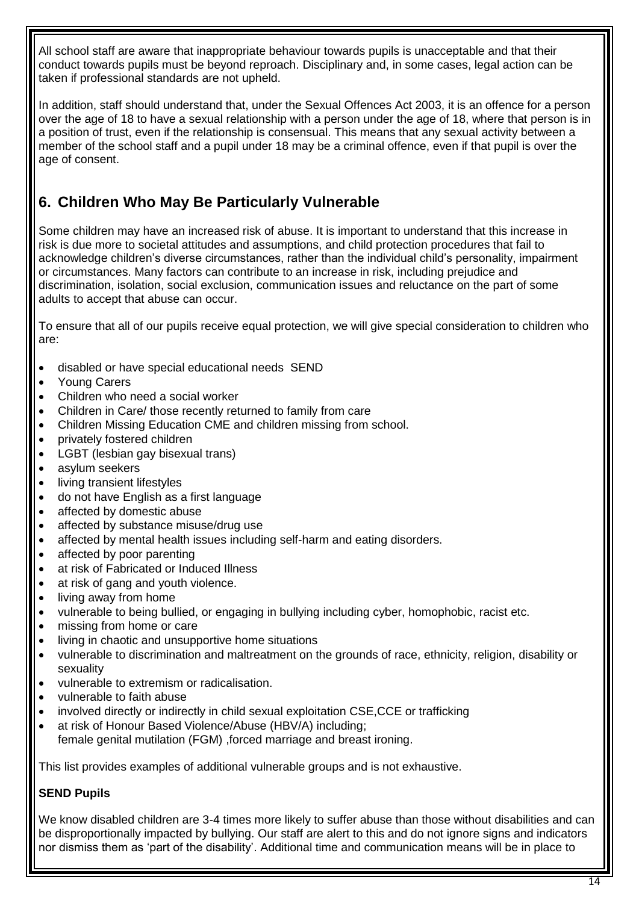All school staff are aware that inappropriate behaviour towards pupils is unacceptable and that their conduct towards pupils must be beyond reproach. Disciplinary and, in some cases, legal action can be taken if professional standards are not upheld.

In addition, staff should understand that, under the Sexual Offences Act 2003, it is an offence for a person over the age of 18 to have a sexual relationship with a person under the age of 18, where that person is in a position of trust, even if the relationship is consensual. This means that any sexual activity between a member of the school staff and a pupil under 18 may be a criminal offence, even if that pupil is over the age of consent.

## 6. Children Who May Be Particularly Vulnerable

Some children may have an increased risk of abuse. It is important to understand that this increase in risk is due more to societal attitudes and assumptions, and child protection procedures that fail to acknowledge children's diverse circumstances, rather than the individual child's personality, impairment or circumstances. Many factors can contribute to an increase in risk, including prejudice and discrimination, isolation, social exclusion, communication issues and reluctance on the part of some adults to accept that abuse can occur.

To ensure that all of our pupils receive equal protection, we will give special consideration to children who are:

- disabled or have special educational needs SEND
- Young Carers
- Children who need a social worker
- Children in Care/ those recently returned to family from care
- Children Missing Education CME and children missing from school.
- privately fostered children
- LGBT (lesbian gay bisexual trans)
- asylum seekers
- living transient lifestyles
- do not have English as a first language
- affected by domestic abuse
- affected by substance misuse/drug use
- affected by mental health issues including self-harm and eating disorders.
- affected by poor parenting
- at risk of Fabricated or Induced Illness
- at risk of gang and youth violence.
- living away from home
- vulnerable to being bullied, or engaging in bullying including cyber, homophobic, racist etc.
- missing from home or care
- living in chaotic and unsupportive home situations
- vulnerable to discrimination and maltreatment on the grounds of race, ethnicity, religion, disability or sexuality
- vulnerable to extremism or radicalisation.
- vulnerable to faith abuse
- involved directly or indirectly in child sexual exploitation CSE,CCE or trafficking
- at risk of Honour Based Violence/Abuse (HBV/A) including;
  female genital mutilation (FGM) ,forced marriage and breast ironing.

This list provides examples of additional vulnerable groups and is not exhaustive.

**SEND Pupils**

We know disabled children are 3-4 times more likely to suffer abuse than those without disabilities and can be disproportionally impacted by bullying. Our staff are alert to this and do not ignore signs and indicators nor dismiss them as 'part of the disability'. Additional time and communication means will be in place to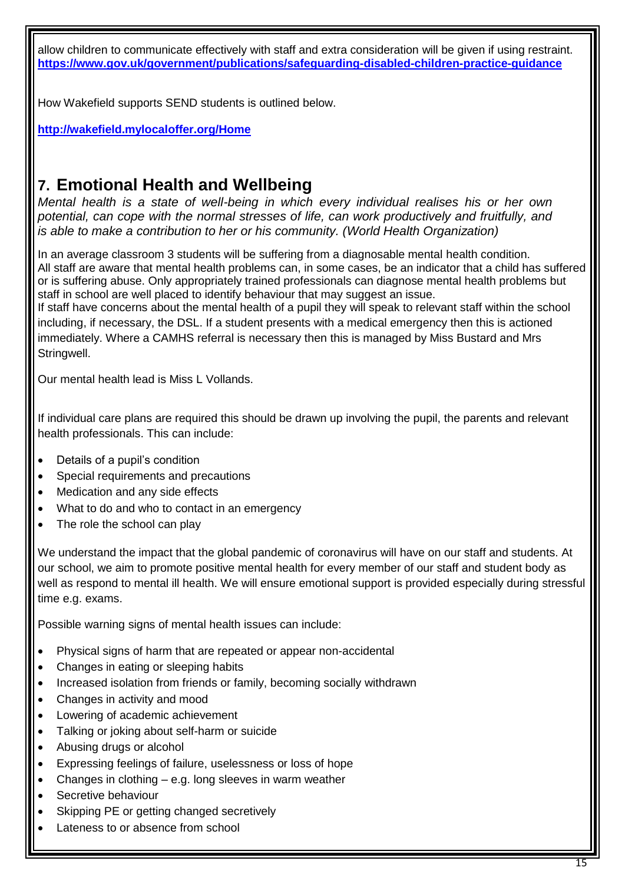allow children to communicate effectively with staff and extra consideration will be given if using restraint. **https://www.gov.uk/government/publications/safeguarding-disabled-children-practice-guidance**

How Wakefield supports SEND students is outlined below.

**http://wakefield.mylocaloffer.org/Home**

## 7. Emotional Health and Wellbeing

*Mental health is a state of well-being in which every individual realises his or her own potential, can cope with the normal stresses of life, can work productively and fruitfully, and is able to make a contribution to her or his community. (World Health Organization)*

In an average classroom 3 students will be suffering from a diagnosable mental health condition. All staff are aware that mental health problems can, in some cases, be an indicator that a child has suffered or is suffering abuse. Only appropriately trained professionals can diagnose mental health problems but staff in school are well placed to identify behaviour that may suggest an issue.
If staff have concerns about the mental health of a pupil they will speak to relevant staff within the school including, if necessary, the DSL. If a student presents with a medical emergency then this is actioned immediately. Where a CAMHS referral is necessary then this is managed by Miss Bustard and Mrs Stringwell.

Our mental health lead is Miss L Vollands.

If individual care plans are required this should be drawn up involving the pupil, the parents and relevant health professionals. This can include:

- Details of a pupil's condition
- Special requirements and precautions
- Medication and any side effects
- What to do and who to contact in an emergency
- The role the school can play

We understand the impact that the global pandemic of coronavirus will have on our staff and students. At our school, we aim to promote positive mental health for every member of our staff and student body as well as respond to mental ill health. We will ensure emotional support is provided especially during stressful time e.g. exams.

Possible warning signs of mental health issues can include:

- Physical signs of harm that are repeated or appear non-accidental
- Changes in eating or sleeping habits
- Increased isolation from friends or family, becoming socially withdrawn
- Changes in activity and mood
- Lowering of academic achievement
- Talking or joking about self-harm or suicide
- Abusing drugs or alcohol
- Expressing feelings of failure, uselessness or loss of hope
- Changes in clothing – e.g. long sleeves in warm weather
- Secretive behaviour
- Skipping PE or getting changed secretively
- Lateness to or absence from school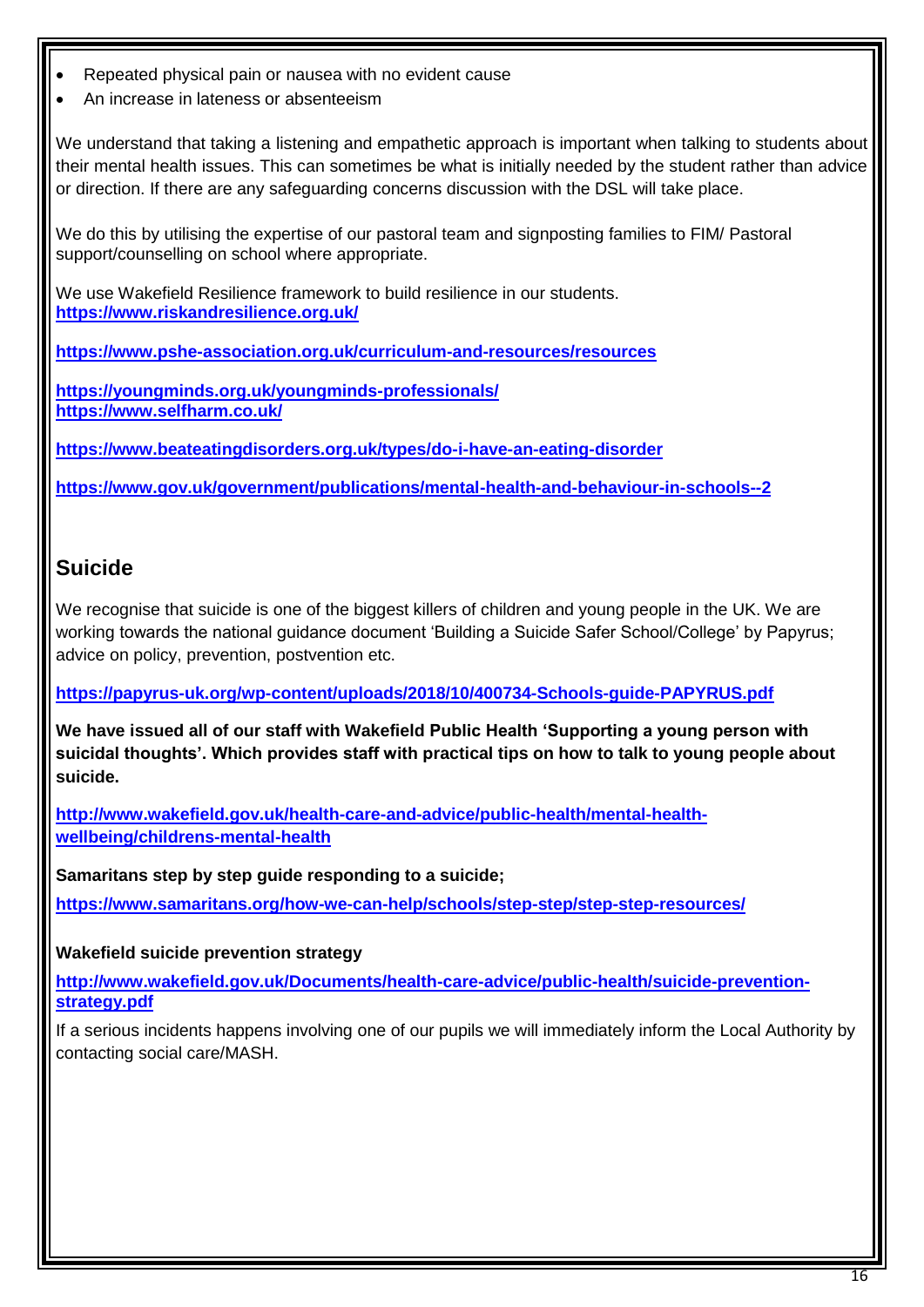- Repeated physical pain or nausea with no evident cause
- An increase in lateness or absenteeism

We understand that taking a listening and empathetic approach is important when talking to students about their mental health issues. This can sometimes be what is initially needed by the student rather than advice or direction. If there are any safeguarding concerns discussion with the DSL will take place.

We do this by utilising the expertise of our pastoral team and signposting families to FIM/ Pastoral support/counselling on school where appropriate.

We use Wakefield Resilience framework to build resilience in our students.
**https://www.riskandresilience.org.uk/**

**https://www.pshe-association.org.uk/curriculum-and-resources/resources**

**https://youngminds.org.uk/youngminds-professionals/**
**https://www.selfharm.co.uk/**

**https://www.beateatingdisorders.org.uk/types/do-i-have-an-eating-disorder**

**https://www.gov.uk/government/publications/mental-health-and-behaviour-in-schools--2**

## Suicide

We recognise that suicide is one of the biggest killers of children and young people in the UK. We are working towards the national guidance document 'Building a Suicide Safer School/College' by Papyrus; advice on policy, prevention, postvention etc.

**https://papyrus-uk.org/wp-content/uploads/2018/10/400734-Schools-guide-PAPYRUS.pdf**

**We have issued all of our staff with Wakefield Public Health 'Supporting a young person with suicidal thoughts'. Which provides staff with practical tips on how to talk to young people about suicide.**

**http://www.wakefield.gov.uk/health-care-and-advice/public-health/mental-health-wellbeing/childrens-mental-health**

**Samaritans step by step guide responding to a suicide;**

**https://www.samaritans.org/how-we-can-help/schools/step-step/step-step-resources/**

**Wakefield suicide prevention strategy**

**http://www.wakefield.gov.uk/Documents/health-care-advice/public-health/suicide-prevention-strategy.pdf**

If a serious incidents happens involving one of our pupils we will immediately inform the Local Authority by contacting social care/MASH.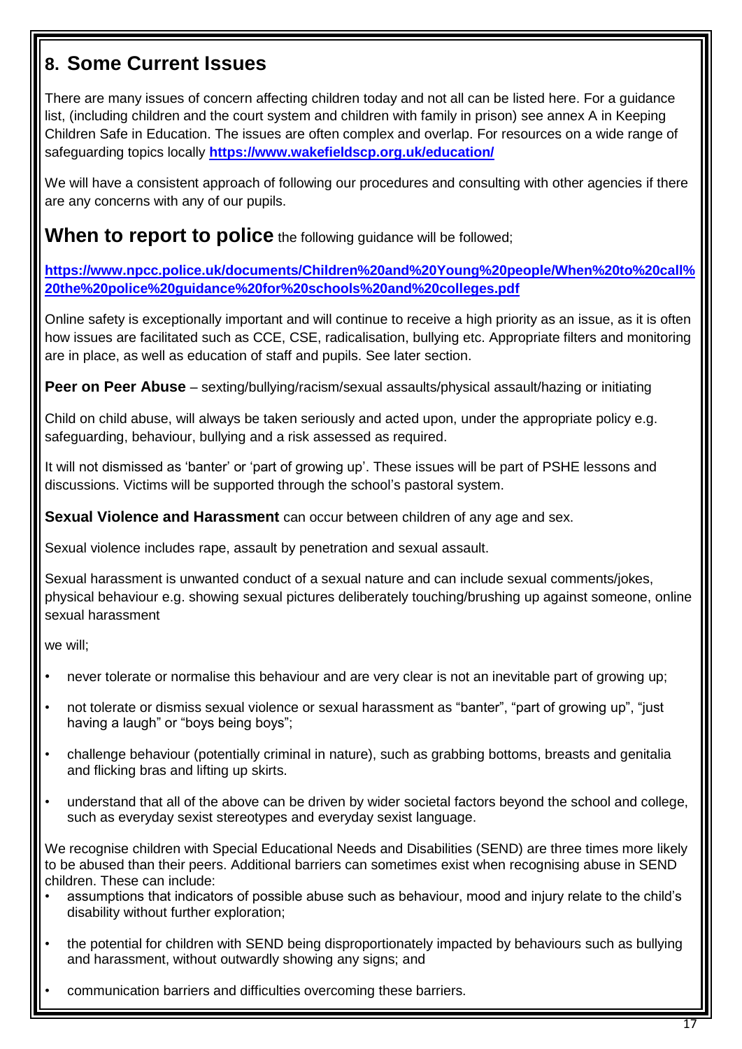## 8. Some Current Issues

There are many issues of concern affecting children today and not all can be listed here. For a guidance list, (including children and the court system and children with family in prison) see annex A in Keeping Children Safe in Education. The issues are often complex and overlap. For resources on a wide range of safeguarding topics locally **https://www.wakefieldscp.org.uk/education/**

We will have a consistent approach of following our procedures and consulting with other agencies if there are any concerns with any of our pupils.

**When to report to police** the following guidance will be followed;

**https://www.npcc.police.uk/documents/Children%20and%20Young%20people/When%20to%20call%20the%20police%20guidance%20for%20schools%20and%20colleges.pdf**

Online safety is exceptionally important and will continue to receive a high priority as an issue, as it is often how issues are facilitated such as CCE, CSE, radicalisation, bullying etc. Appropriate filters and monitoring are in place, as well as education of staff and pupils. See later section.

**Peer on Peer Abuse** – sexting/bullying/racism/sexual assaults/physical assault/hazing or initiating

Child on child abuse, will always be taken seriously and acted upon, under the appropriate policy e.g. safeguarding, behaviour, bullying and a risk assessed as required.

It will not dismissed as 'banter' or 'part of growing up'. These issues will be part of PSHE lessons and discussions. Victims will be supported through the school's pastoral system.

**Sexual Violence and Harassment** can occur between children of any age and sex.

Sexual violence includes rape, assault by penetration and sexual assault.

Sexual harassment is unwanted conduct of a sexual nature and can include sexual comments/jokes, physical behaviour e.g. showing sexual pictures deliberately touching/brushing up against someone, online sexual harassment

we will;

- never tolerate or normalise this behaviour and are very clear is not an inevitable part of growing up;
- not tolerate or dismiss sexual violence or sexual harassment as "banter", "part of growing up", "just having a laugh" or "boys being boys";
- challenge behaviour (potentially criminal in nature), such as grabbing bottoms, breasts and genitalia and flicking bras and lifting up skirts.
- understand that all of the above can be driven by wider societal factors beyond the school and college, such as everyday sexist stereotypes and everyday sexist language.

We recognise children with Special Educational Needs and Disabilities (SEND) are three times more likely to be abused than their peers. Additional barriers can sometimes exist when recognising abuse in SEND children. These can include:

- assumptions that indicators of possible abuse such as behaviour, mood and injury relate to the child's disability without further exploration;
- the potential for children with SEND being disproportionately impacted by behaviours such as bullying and harassment, without outwardly showing any signs; and
- communication barriers and difficulties overcoming these barriers.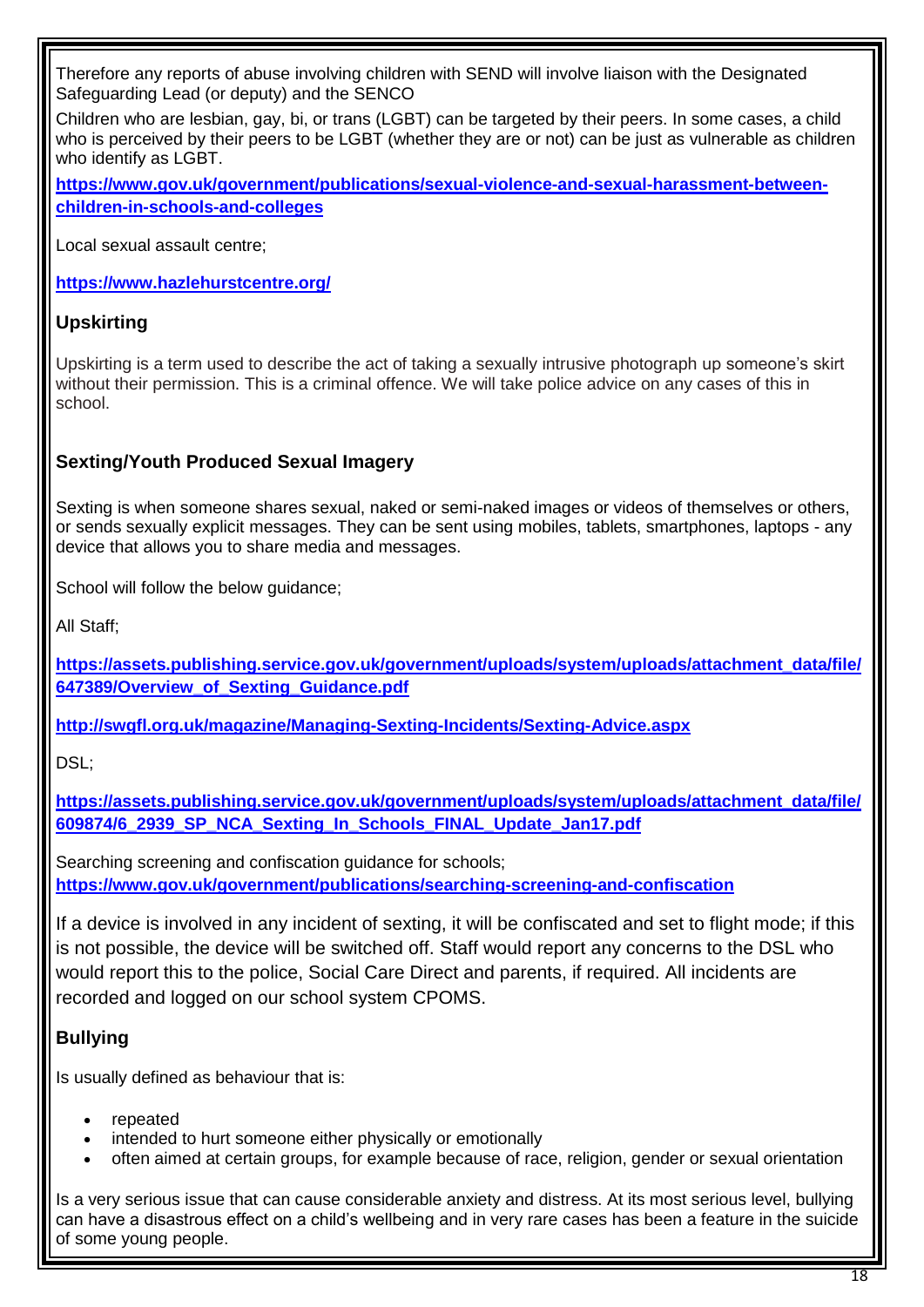Therefore any reports of abuse involving children with SEND will involve liaison with the Designated Safeguarding Lead (or deputy) and the SENCO

Children who are lesbian, gay, bi, or trans (LGBT) can be targeted by their peers. In some cases, a child who is perceived by their peers to be LGBT (whether they are or not) can be just as vulnerable as children who identify as LGBT.

**https://www.gov.uk/government/publications/sexual-violence-and-sexual-harassment-between-children-in-schools-and-colleges**

Local sexual assault centre;

**https://www.hazlehurstcentre.org/**

### Upskirting

Upskirting is a term used to describe the act of taking a sexually intrusive photograph up someone's skirt without their permission. This is a criminal offence. We will take police advice on any cases of this in school.

### Sexting/Youth Produced Sexual Imagery

Sexting is when someone shares sexual, naked or semi-naked images or videos of themselves or others, or sends sexually explicit messages. They can be sent using mobiles, tablets, smartphones, laptops - any device that allows you to share media and messages.

School will follow the below guidance;

All Staff;

**https://assets.publishing.service.gov.uk/government/uploads/system/uploads/attachment_data/file/647389/Overview_of_Sexting_Guidance.pdf**

**http://swgfl.org.uk/magazine/Managing-Sexting-Incidents/Sexting-Advice.aspx**

DSL;

**https://assets.publishing.service.gov.uk/government/uploads/system/uploads/attachment_data/file/609874/6_2939_SP_NCA_Sexting_In_Schools_FINAL_Update_Jan17.pdf**

Searching screening and confiscation guidance for schools;
**https://www.gov.uk/government/publications/searching-screening-and-confiscation**

If a device is involved in any incident of sexting, it will be confiscated and set to flight mode; if this is not possible, the device will be switched off. Staff would report any concerns to the DSL who would report this to the police, Social Care Direct and parents, if required. All incidents are recorded and logged on our school system CPOMS.

### Bullying

Is usually defined as behaviour that is:

- repeated
- intended to hurt someone either physically or emotionally
- often aimed at certain groups, for example because of race, religion, gender or sexual orientation

Is a very serious issue that can cause considerable anxiety and distress. At its most serious level, bullying can have a disastrous effect on a child's wellbeing and in very rare cases has been a feature in the suicide of some young people.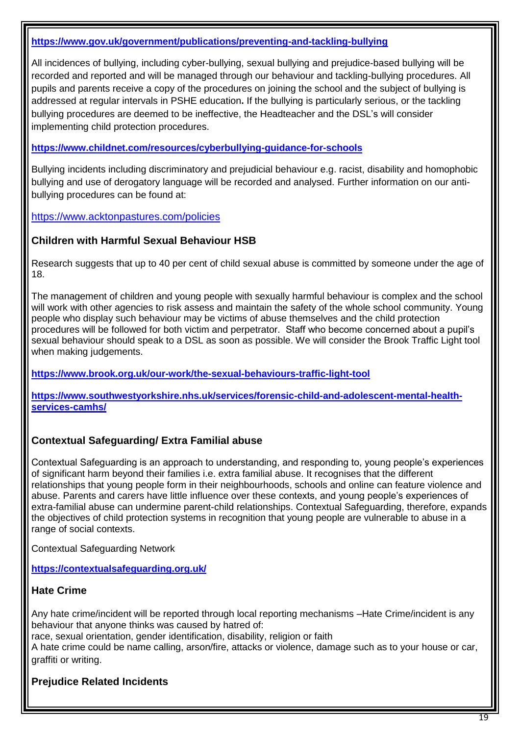**https://www.gov.uk/government/publications/preventing-and-tackling-bullying**

All incidences of bullying, including cyber-bullying, sexual bullying and prejudice-based bullying will be recorded and reported and will be managed through our behaviour and tackling-bullying procedures. All pupils and parents receive a copy of the procedures on joining the school and the subject of bullying is addressed at regular intervals in PSHE education**.** If the bullying is particularly serious, or the tackling bullying procedures are deemed to be ineffective, the Headteacher and the DSL's will consider implementing child protection procedures.

**https://www.childnet.com/resources/cyberbullying-guidance-for-schools**

Bullying incidents including discriminatory and prejudicial behaviour e.g. racist, disability and homophobic bullying and use of derogatory language will be recorded and analysed. Further information on our anti-bullying procedures can be found at:

https://www.acktonpastures.com/policies

### Children with Harmful Sexual Behaviour HSB

Research suggests that up to 40 per cent of child sexual abuse is committed by someone under the age of 18.

The management of children and young people with sexually harmful behaviour is complex and the school will work with other agencies to risk assess and maintain the safety of the whole school community. Young people who display such behaviour may be victims of abuse themselves and the child protection procedures will be followed for both victim and perpetrator. Staff who become concerned about a pupil's sexual behaviour should speak to a DSL as soon as possible. We will consider the Brook Traffic Light tool when making judgements.

**https://www.brook.org.uk/our-work/the-sexual-behaviours-traffic-light-tool**

**https://www.southwestyorkshire.nhs.uk/services/forensic-child-and-adolescent-mental-health-services-camhs/**

### Contextual Safeguarding/ Extra Familial abuse

Contextual Safeguarding is an approach to understanding, and responding to, young people's experiences of significant harm beyond their families i.e. extra familial abuse. It recognises that the different relationships that young people form in their neighbourhoods, schools and online can feature violence and abuse. Parents and carers have little influence over these contexts, and young people's experiences of extra-familial abuse can undermine parent-child relationships. Contextual Safeguarding, therefore, expands the objectives of child protection systems in recognition that young people are vulnerable to abuse in a range of social contexts.

Contextual Safeguarding Network

**https://contextualsafeguarding.org.uk/**

### Hate Crime

Any hate crime/incident will be reported through local reporting mechanisms –Hate Crime/incident is any behaviour that anyone thinks was caused by hatred of:
race, sexual orientation, gender identification, disability, religion or faith
A hate crime could be name calling, arson/fire, attacks or violence, damage such as to your house or car, graffiti or writing.

### Prejudice Related Incidents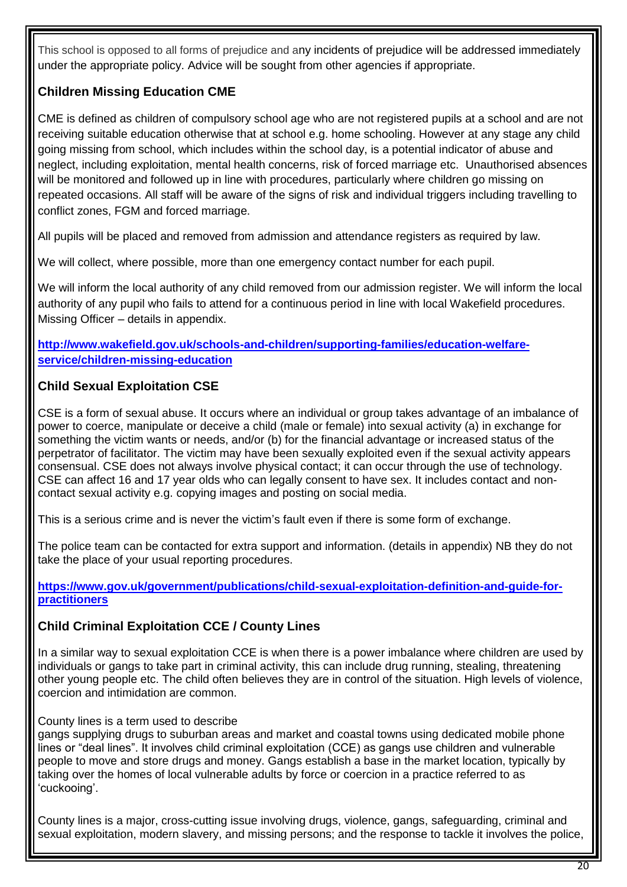This school is opposed to all forms of prejudice and any incidents of prejudice will be addressed immediately under the appropriate policy. Advice will be sought from other agencies if appropriate.

### Children Missing Education CME

CME is defined as children of compulsory school age who are not registered pupils at a school and are not receiving suitable education otherwise that at school e.g. home schooling. However at any stage any child going missing from school, which includes within the school day, is a potential indicator of abuse and neglect, including exploitation, mental health concerns, risk of forced marriage etc. Unauthorised absences will be monitored and followed up in line with procedures, particularly where children go missing on repeated occasions. All staff will be aware of the signs of risk and individual triggers including travelling to conflict zones, FGM and forced marriage.

All pupils will be placed and removed from admission and attendance registers as required by law.

We will collect, where possible, more than one emergency contact number for each pupil.

We will inform the local authority of any child removed from our admission register. We will inform the local authority of any pupil who fails to attend for a continuous period in line with local Wakefield procedures. Missing Officer – details in appendix.

**http://www.wakefield.gov.uk/schools-and-children/supporting-families/education-welfare-service/children-missing-education**

### Child Sexual Exploitation CSE

CSE is a form of sexual abuse. It occurs where an individual or group takes advantage of an imbalance of power to coerce, manipulate or deceive a child (male or female) into sexual activity (a) in exchange for something the victim wants or needs, and/or (b) for the financial advantage or increased status of the perpetrator of facilitator. The victim may have been sexually exploited even if the sexual activity appears consensual. CSE does not always involve physical contact; it can occur through the use of technology. CSE can affect 16 and 17 year olds who can legally consent to have sex. It includes contact and non-contact sexual activity e.g. copying images and posting on social media.

This is a serious crime and is never the victim's fault even if there is some form of exchange.

The police team can be contacted for extra support and information. (details in appendix) NB they do not take the place of your usual reporting procedures.

**https://www.gov.uk/government/publications/child-sexual-exploitation-definition-and-guide-for-practitioners**

### Child Criminal Exploitation CCE / County Lines

In a similar way to sexual exploitation CCE is when there is a power imbalance where children are used by individuals or gangs to take part in criminal activity, this can include drug running, stealing, threatening other young people etc. The child often believes they are in control of the situation. High levels of violence, coercion and intimidation are common.

County lines is a term used to describe gangs supplying drugs to suburban areas and market and coastal towns using dedicated mobile phone lines or "deal lines". It involves child criminal exploitation (CCE) as gangs use children and vulnerable people to move and store drugs and money. Gangs establish a base in the market location, typically by taking over the homes of local vulnerable adults by force or coercion in a practice referred to as 'cuckooing'.

County lines is a major, cross-cutting issue involving drugs, violence, gangs, safeguarding, criminal and sexual exploitation, modern slavery, and missing persons; and the response to tackle it involves the police,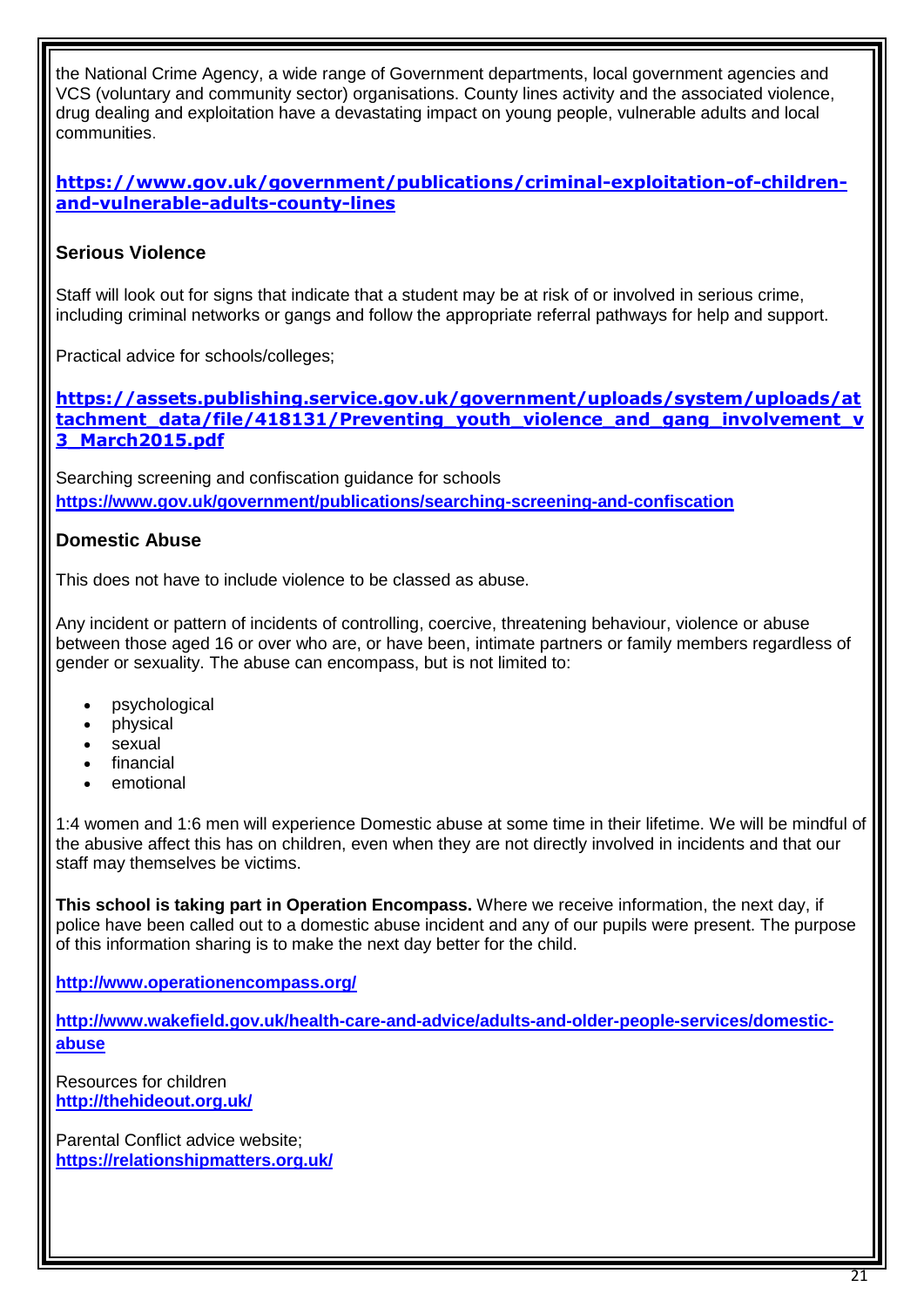the National Crime Agency, a wide range of Government departments, local government agencies and VCS (voluntary and community sector) organisations. County lines activity and the associated violence, drug dealing and exploitation have a devastating impact on young people, vulnerable adults and local communities.

**https://www.gov.uk/government/publications/criminal-exploitation-of-children-and-vulnerable-adults-county-lines**

### Serious Violence

Staff will look out for signs that indicate that a student may be at risk of or involved in serious crime, including criminal networks or gangs and follow the appropriate referral pathways for help and support.

Practical advice for schools/colleges;

**https://assets.publishing.service.gov.uk/government/uploads/system/uploads/attachment_data/file/418131/Preventing_youth_violence_and_gang_involvement_v3_March2015.pdf**

Searching screening and confiscation guidance for schools
**https://www.gov.uk/government/publications/searching-screening-and-confiscation**

### Domestic Abuse

This does not have to include violence to be classed as abuse.

Any incident or pattern of incidents of controlling, coercive, threatening behaviour, violence or abuse between those aged 16 or over who are, or have been, intimate partners or family members regardless of gender or sexuality. The abuse can encompass, but is not limited to:

- psychological
- physical
- sexual
- financial
- emotional

1:4 women and 1:6 men will experience Domestic abuse at some time in their lifetime. We will be mindful of the abusive affect this has on children, even when they are not directly involved in incidents and that our staff may themselves be victims.

**This school is taking part in Operation Encompass.** Where we receive information, the next day, if police have been called out to a domestic abuse incident and any of our pupils were present. The purpose of this information sharing is to make the next day better for the child.

**http://www.operationencompass.org/**

**http://www.wakefield.gov.uk/health-care-and-advice/adults-and-older-people-services/domestic-abuse**

Resources for children
**http://thehideout.org.uk/**

Parental Conflict advice website;
**https://relationshipmatters.org.uk/**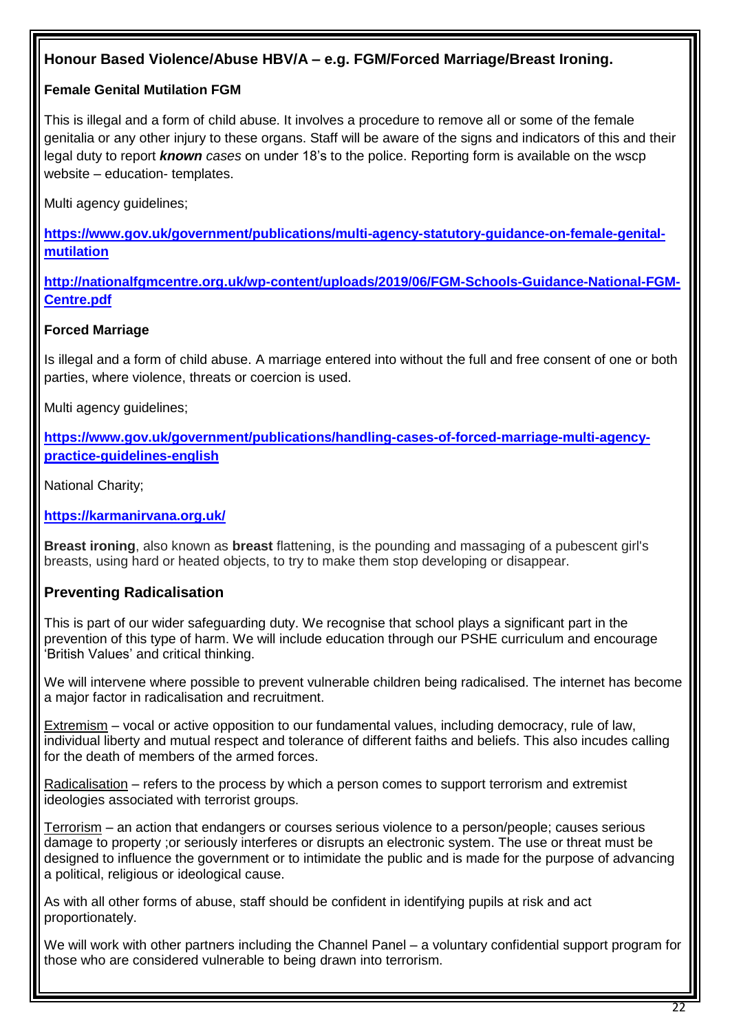## Honour Based Violence/Abuse HBV/A – e.g. FGM/Forced Marriage/Breast Ironing.

### Female Genital Mutilation FGM

This is illegal and a form of child abuse. It involves a procedure to remove all or some of the female genitalia or any other injury to these organs. Staff will be aware of the signs and indicators of this and their legal duty to report ***known*** *cases* on under 18's to the police. Reporting form is available on the wscp website – education- templates.

Multi agency guidelines;

**https://www.gov.uk/government/publications/multi-agency-statutory-guidance-on-female-genital-mutilation**

**http://nationalfgmcentre.org.uk/wp-content/uploads/2019/06/FGM-Schools-Guidance-National-FGM-Centre.pdf**

### Forced Marriage

Is illegal and a form of child abuse. A marriage entered into without the full and free consent of one or both parties, where violence, threats or coercion is used.

Multi agency guidelines;

**https://www.gov.uk/government/publications/handling-cases-of-forced-marriage-multi-agency-practice-guidelines-english**

National Charity;

**https://karmanirvana.org.uk/**

**Breast ironing**, also known as **breast** flattening, is the pounding and massaging of a pubescent girl's breasts, using hard or heated objects, to try to make them stop developing or disappear.

## Preventing Radicalisation

This is part of our wider safeguarding duty. We recognise that school plays a significant part in the prevention of this type of harm. We will include education through our PSHE curriculum and encourage 'British Values' and critical thinking.

We will intervene where possible to prevent vulnerable children being radicalised. The internet has become a major factor in radicalisation and recruitment.

Extremism – vocal or active opposition to our fundamental values, including democracy, rule of law, individual liberty and mutual respect and tolerance of different faiths and beliefs. This also incudes calling for the death of members of the armed forces.

Radicalisation – refers to the process by which a person comes to support terrorism and extremist ideologies associated with terrorist groups.

Terrorism – an action that endangers or courses serious violence to a person/people; causes serious damage to property ;or seriously interferes or disrupts an electronic system. The use or threat must be designed to influence the government or to intimidate the public and is made for the purpose of advancing a political, religious or ideological cause.

As with all other forms of abuse, staff should be confident in identifying pupils at risk and act proportionately.

We will work with other partners including the Channel Panel – a voluntary confidential support program for those who are considered vulnerable to being drawn into terrorism.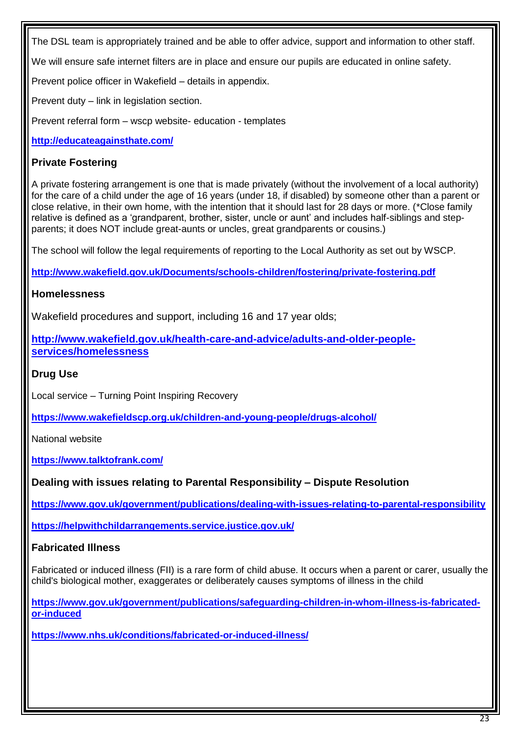The DSL team is appropriately trained and be able to offer advice, support and information to other staff.

We will ensure safe internet filters are in place and ensure our pupils are educated in online safety.

Prevent police officer in Wakefield – details in appendix.

Prevent duty – link in legislation section.

Prevent referral form – wscp website- education - templates

**http://educateagainsthate.com/**

### Private Fostering

A private fostering arrangement is one that is made privately (without the involvement of a local authority) for the care of a child under the age of 16 years (under 18, if disabled) by someone other than a parent or close relative, in their own home, with the intention that it should last for 28 days or more. (*Close family relative is defined as a 'grandparent, brother, sister, uncle or aunt' and includes half-siblings and step-parents; it does NOT include great-aunts or uncles, great grandparents or cousins.)

The school will follow the legal requirements of reporting to the Local Authority as set out by WSCP.

**http://www.wakefield.gov.uk/Documents/schools-children/fostering/private-fostering.pdf**

### Homelessness

Wakefield procedures and support, including 16 and 17 year olds;

**http://www.wakefield.gov.uk/health-care-and-advice/adults-and-older-people-services/homelessness**

### Drug Use

Local service – Turning Point Inspiring Recovery

**https://www.wakefieldscp.org.uk/children-and-young-people/drugs-alcohol/**

National website

**https://www.talktofrank.com/**

### Dealing with issues relating to Parental Responsibility – Dispute Resolution

**https://www.gov.uk/government/publications/dealing-with-issues-relating-to-parental-responsibility**

**https://helpwithchildarrangements.service.justice.gov.uk/**

### Fabricated Illness

Fabricated or induced illness (FII) is a rare form of child abuse. It occurs when a parent or carer, usually the child's biological mother, exaggerates or deliberately causes symptoms of illness in the child

**https://www.gov.uk/government/publications/safeguarding-children-in-whom-illness-is-fabricated-or-induced**

**https://www.nhs.uk/conditions/fabricated-or-induced-illness/**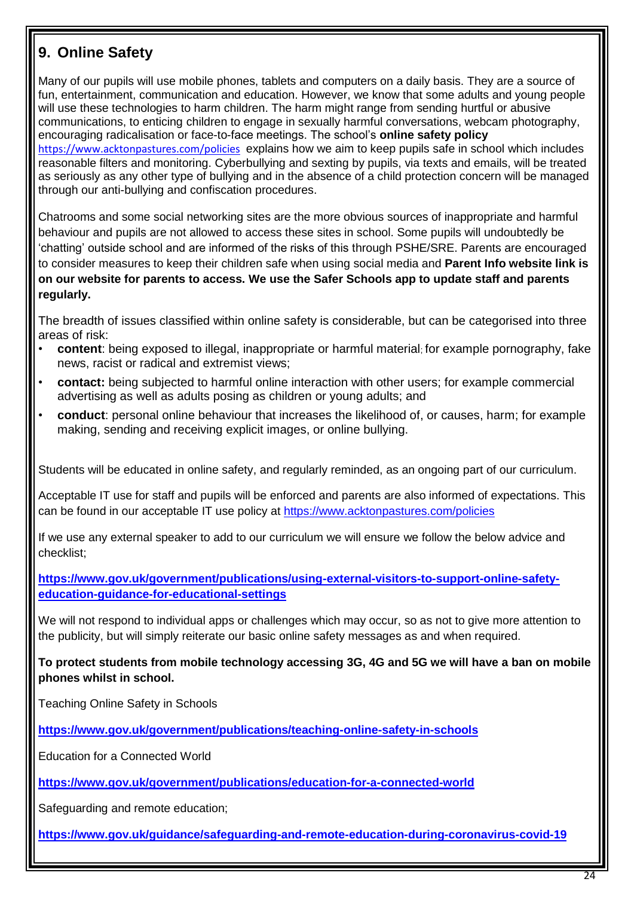## 9. Online Safety

Many of our pupils will use mobile phones, tablets and computers on a daily basis. They are a source of fun, entertainment, communication and education. However, we know that some adults and young people will use these technologies to harm children. The harm might range from sending hurtful or abusive communications, to enticing children to engage in sexually harmful conversations, webcam photography, encouraging radicalisation or face-to-face meetings. The school's **online safety policy** https://www.acktonpastures.com/policies explains how we aim to keep pupils safe in school which includes reasonable filters and monitoring. Cyberbullying and sexting by pupils, via texts and emails, will be treated as seriously as any other type of bullying and in the absence of a child protection concern will be managed through our anti-bullying and confiscation procedures.

Chatrooms and some social networking sites are the more obvious sources of inappropriate and harmful behaviour and pupils are not allowed to access these sites in school. Some pupils will undoubtedly be 'chatting' outside school and are informed of the risks of this through PSHE/SRE. Parents are encouraged to consider measures to keep their children safe when using social media and **Parent Info website link is on our website for parents to access. We use the Safer Schools app to update staff and parents regularly.**

The breadth of issues classified within online safety is considerable, but can be categorised into three areas of risk:

- **content**: being exposed to illegal, inappropriate or harmful material; for example pornography, fake news, racist or radical and extremist views;
- **contact:** being subjected to harmful online interaction with other users; for example commercial advertising as well as adults posing as children or young adults; and
- **conduct**: personal online behaviour that increases the likelihood of, or causes, harm; for example making, sending and receiving explicit images, or online bullying.

Students will be educated in online safety, and regularly reminded, as an ongoing part of our curriculum.

Acceptable IT use for staff and pupils will be enforced and parents are also informed of expectations. This can be found in our acceptable IT use policy at https://www.acktonpastures.com/policies

If we use any external speaker to add to our curriculum we will ensure we follow the below advice and checklist;

**https://www.gov.uk/government/publications/using-external-visitors-to-support-online-safety-education-guidance-for-educational-settings**

We will not respond to individual apps or challenges which may occur, so as not to give more attention to the publicity, but will simply reiterate our basic online safety messages as and when required.

**To protect students from mobile technology accessing 3G, 4G and 5G we will have a ban on mobile phones whilst in school.**

Teaching Online Safety in Schools

**https://www.gov.uk/government/publications/teaching-online-safety-in-schools**

Education for a Connected World

**https://www.gov.uk/government/publications/education-for-a-connected-world**

Safeguarding and remote education;

**https://www.gov.uk/guidance/safeguarding-and-remote-education-during-coronavirus-covid-19**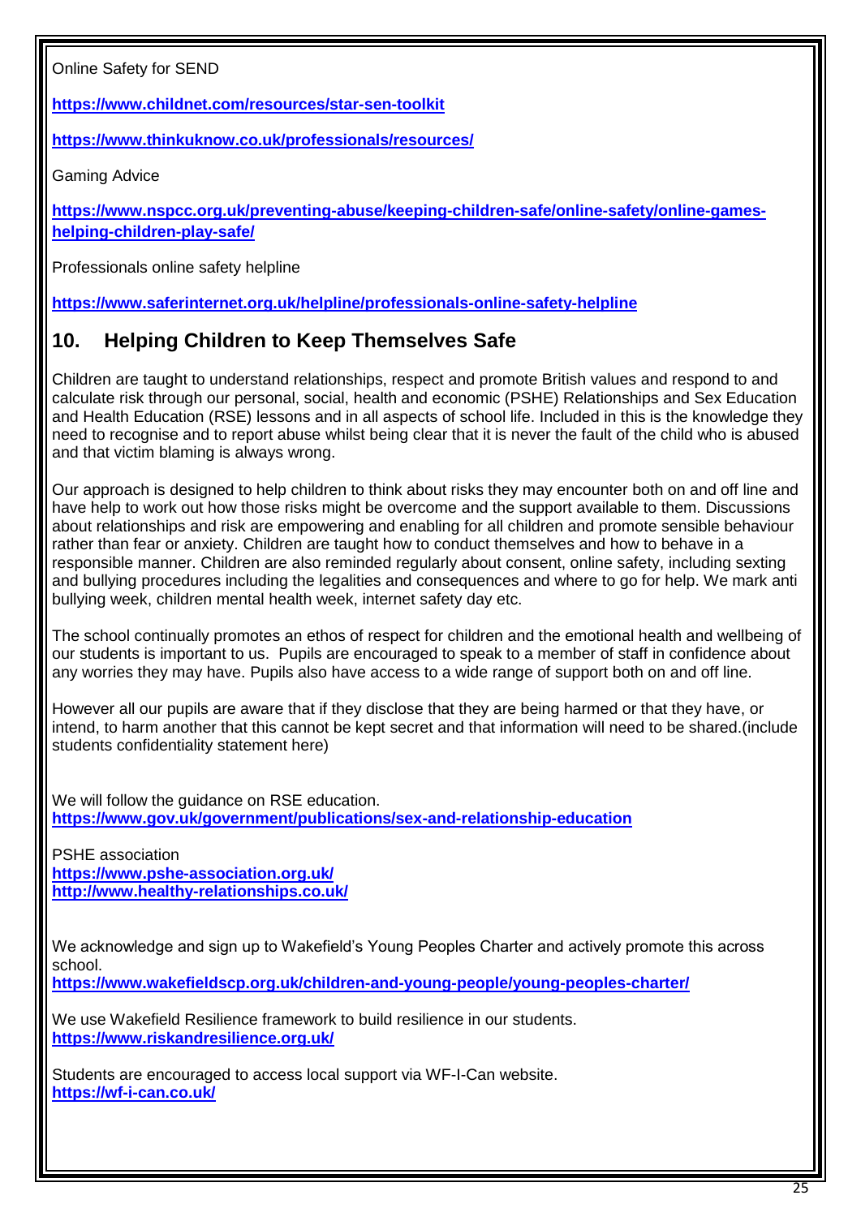Online Safety for SEND

**https://www.childnet.com/resources/star-sen-toolkit**

**https://www.thinkuknow.co.uk/professionals/resources/**

Gaming Advice

**https://www.nspcc.org.uk/preventing-abuse/keeping-children-safe/online-safety/online-games-helping-children-play-safe/**

Professionals online safety helpline

**https://www.saferinternet.org.uk/helpline/professionals-online-safety-helpline**

## 10. Helping Children to Keep Themselves Safe

Children are taught to understand relationships, respect and promote British values and respond to and calculate risk through our personal, social, health and economic (PSHE) Relationships and Sex Education and Health Education (RSE) lessons and in all aspects of school life. Included in this is the knowledge they need to recognise and to report abuse whilst being clear that it is never the fault of the child who is abused and that victim blaming is always wrong.

Our approach is designed to help children to think about risks they may encounter both on and off line and have help to work out how those risks might be overcome and the support available to them. Discussions about relationships and risk are empowering and enabling for all children and promote sensible behaviour rather than fear or anxiety. Children are taught how to conduct themselves and how to behave in a responsible manner. Children are also reminded regularly about consent, online safety, including sexting and bullying procedures including the legalities and consequences and where to go for help. We mark anti bullying week, children mental health week, internet safety day etc.

The school continually promotes an ethos of respect for children and the emotional health and wellbeing of our students is important to us. Pupils are encouraged to speak to a member of staff in confidence about any worries they may have. Pupils also have access to a wide range of support both on and off line.

However all our pupils are aware that if they disclose that they are being harmed or that they have, or intend, to harm another that this cannot be kept secret and that information will need to be shared.(include students confidentiality statement here)

We will follow the guidance on RSE education.
**https://www.gov.uk/government/publications/sex-and-relationship-education**

PSHE association
**https://www.pshe-association.org.uk/**
**http://www.healthy-relationships.co.uk/**

We acknowledge and sign up to Wakefield's Young Peoples Charter and actively promote this across school.
**https://www.wakefieldscp.org.uk/children-and-young-people/young-peoples-charter/**

We use Wakefield Resilience framework to build resilience in our students.
**https://www.riskandresilience.org.uk/**

Students are encouraged to access local support via WF-I-Can website.
**https://wf-i-can.co.uk/**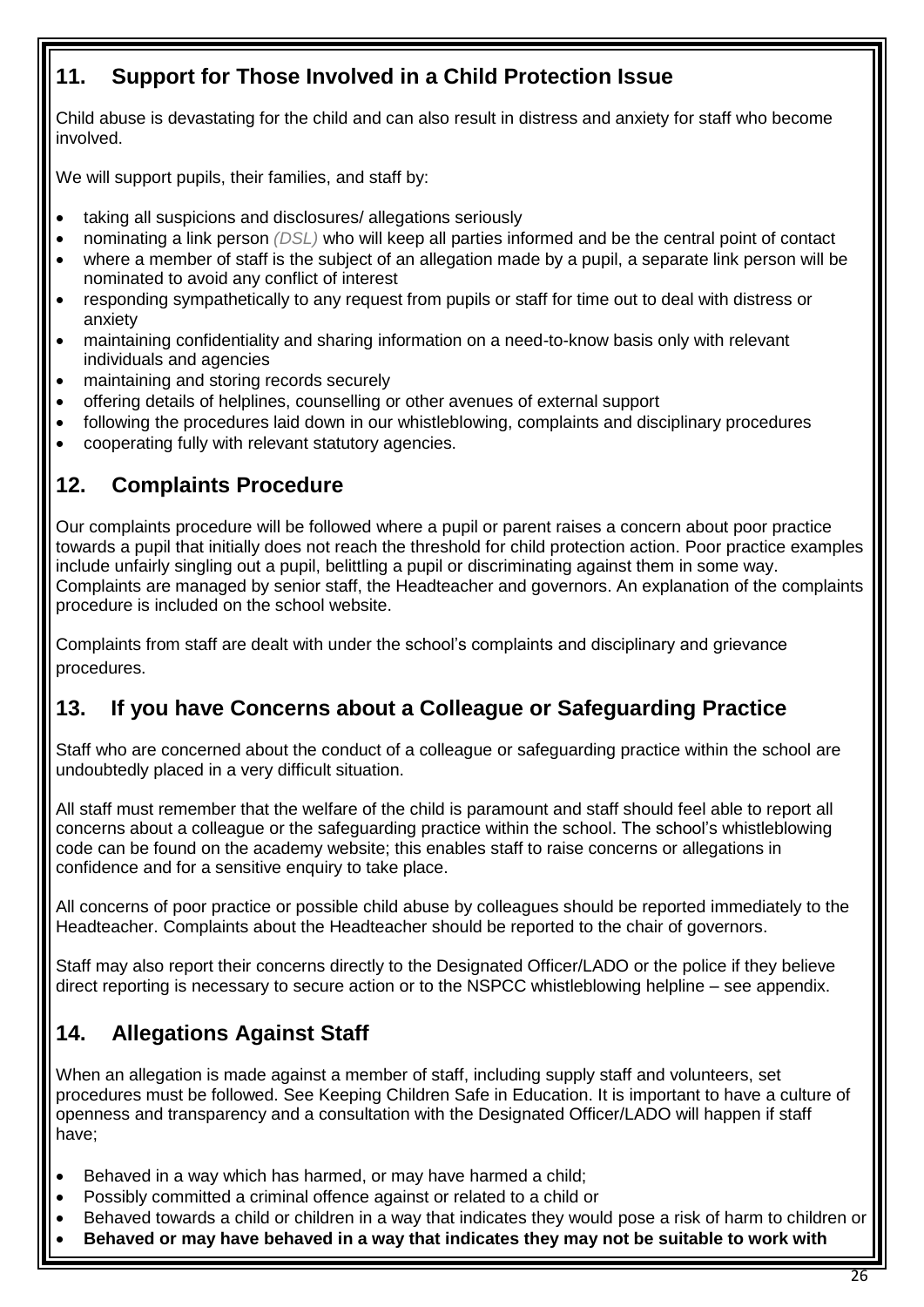## 11. Support for Those Involved in a Child Protection Issue

Child abuse is devastating for the child and can also result in distress and anxiety for staff who become involved.

We will support pupils, their families, and staff by:

- taking all suspicions and disclosures/ allegations seriously
- nominating a link person *(DSL)* who will keep all parties informed and be the central point of contact
- where a member of staff is the subject of an allegation made by a pupil, a separate link person will be nominated to avoid any conflict of interest
- responding sympathetically to any request from pupils or staff for time out to deal with distress or anxiety
- maintaining confidentiality and sharing information on a need-to-know basis only with relevant individuals and agencies
- maintaining and storing records securely
- offering details of helplines, counselling or other avenues of external support
- following the procedures laid down in our whistleblowing, complaints and disciplinary procedures
- cooperating fully with relevant statutory agencies.

## 12. Complaints Procedure

Our complaints procedure will be followed where a pupil or parent raises a concern about poor practice towards a pupil that initially does not reach the threshold for child protection action. Poor practice examples include unfairly singling out a pupil, belittling a pupil or discriminating against them in some way. Complaints are managed by senior staff, the Headteacher and governors. An explanation of the complaints procedure is included on the school website.

Complaints from staff are dealt with under the school's complaints and disciplinary and grievance procedures.

## 13. If you have Concerns about a Colleague or Safeguarding Practice

Staff who are concerned about the conduct of a colleague or safeguarding practice within the school are undoubtedly placed in a very difficult situation.

All staff must remember that the welfare of the child is paramount and staff should feel able to report all concerns about a colleague or the safeguarding practice within the school. The school's whistleblowing code can be found on the academy website; this enables staff to raise concerns or allegations in confidence and for a sensitive enquiry to take place.

All concerns of poor practice or possible child abuse by colleagues should be reported immediately to the Headteacher. Complaints about the Headteacher should be reported to the chair of governors.

Staff may also report their concerns directly to the Designated Officer/LADO or the police if they believe direct reporting is necessary to secure action or to the NSPCC whistleblowing helpline – see appendix.

## 14. Allegations Against Staff

When an allegation is made against a member of staff, including supply staff and volunteers, set procedures must be followed. See Keeping Children Safe in Education. It is important to have a culture of openness and transparency and a consultation with the Designated Officer/LADO will happen if staff have;

- Behaved in a way which has harmed, or may have harmed a child;
- Possibly committed a criminal offence against or related to a child or
- Behaved towards a child or children in a way that indicates they would pose a risk of harm to children or
- **Behaved or may have behaved in a way that indicates they may not be suitable to work with**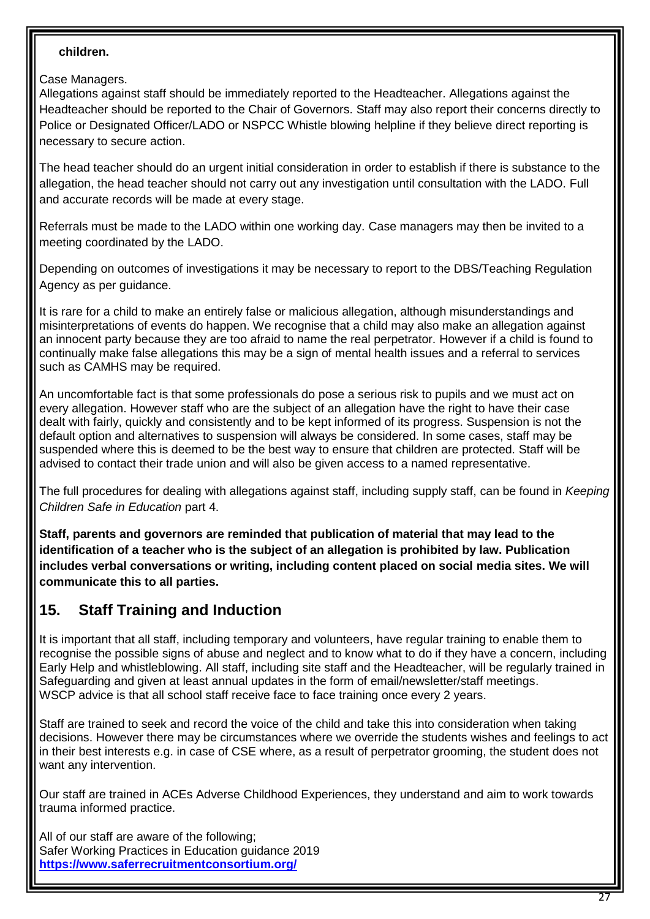**children.**

Case Managers.
Allegations against staff should be immediately reported to the Headteacher. Allegations against the Headteacher should be reported to the Chair of Governors. Staff may also report their concerns directly to Police or Designated Officer/LADO or NSPCC Whistle blowing helpline if they believe direct reporting is necessary to secure action.

The head teacher should do an urgent initial consideration in order to establish if there is substance to the allegation, the head teacher should not carry out any investigation until consultation with the LADO. Full and accurate records will be made at every stage.

Referrals must be made to the LADO within one working day. Case managers may then be invited to a meeting coordinated by the LADO.

Depending on outcomes of investigations it may be necessary to report to the DBS/Teaching Regulation Agency as per guidance.

It is rare for a child to make an entirely false or malicious allegation, although misunderstandings and misinterpretations of events do happen. We recognise that a child may also make an allegation against an innocent party because they are too afraid to name the real perpetrator. However if a child is found to continually make false allegations this may be a sign of mental health issues and a referral to services such as CAMHS may be required.

An uncomfortable fact is that some professionals do pose a serious risk to pupils and we must act on every allegation. However staff who are the subject of an allegation have the right to have their case dealt with fairly, quickly and consistently and to be kept informed of its progress. Suspension is not the default option and alternatives to suspension will always be considered. In some cases, staff may be suspended where this is deemed to be the best way to ensure that children are protected. Staff will be advised to contact their trade union and will also be given access to a named representative.

The full procedures for dealing with allegations against staff, including supply staff, can be found in *Keeping Children Safe in Education* part 4.

**Staff, parents and governors are reminded that publication of material that may lead to the identification of a teacher who is the subject of an allegation is prohibited by law. Publication includes verbal conversations or writing, including content placed on social media sites. We will communicate this to all parties.**

## 15. Staff Training and Induction

It is important that all staff, including temporary and volunteers, have regular training to enable them to recognise the possible signs of abuse and neglect and to know what to do if they have a concern, including Early Help and whistleblowing. All staff, including site staff and the Headteacher, will be regularly trained in Safeguarding and given at least annual updates in the form of email/newsletter/staff meetings.
WSCP advice is that all school staff receive face to face training once every 2 years.

Staff are trained to seek and record the voice of the child and take this into consideration when taking decisions. However there may be circumstances where we override the students wishes and feelings to act in their best interests e.g. in case of CSE where, as a result of perpetrator grooming, the student does not want any intervention.

Our staff are trained in ACEs Adverse Childhood Experiences, they understand and aim to work towards trauma informed practice.

All of our staff are aware of the following;
Safer Working Practices in Education guidance 2019
**https://www.saferrecruitmentconsortium.org/**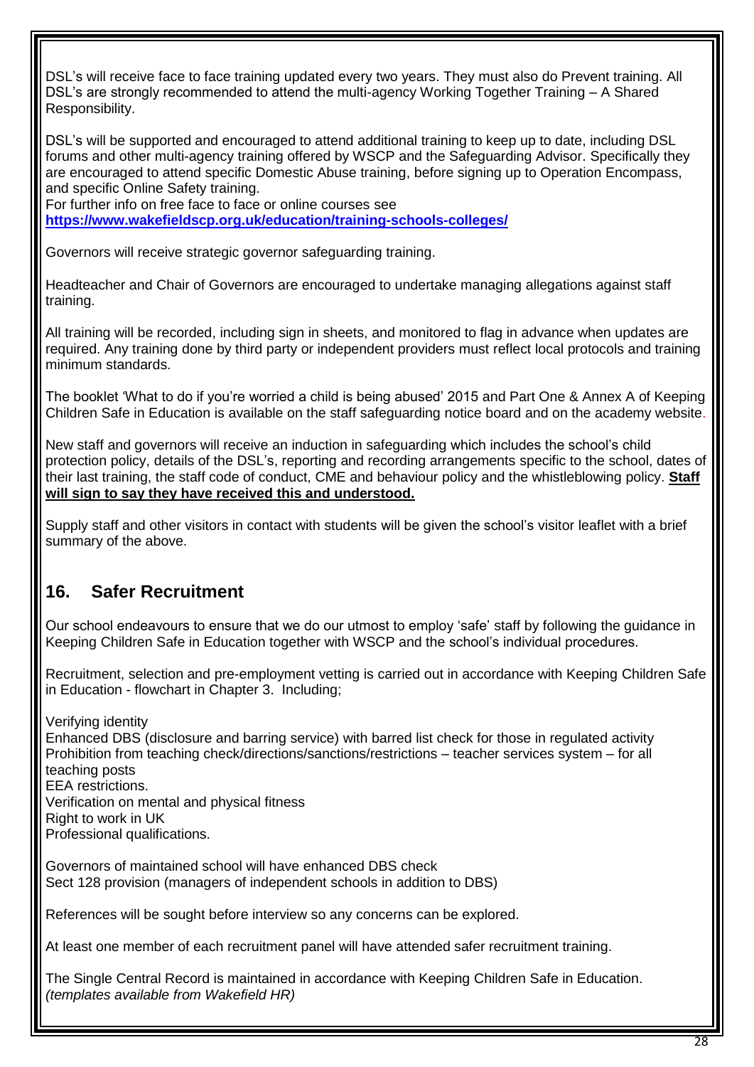DSL's will receive face to face training updated every two years. They must also do Prevent training. All DSL's are strongly recommended to attend the multi-agency Working Together Training – A Shared Responsibility.

DSL's will be supported and encouraged to attend additional training to keep up to date, including DSL forums and other multi-agency training offered by WSCP and the Safeguarding Advisor. Specifically they are encouraged to attend specific Domestic Abuse training, before signing up to Operation Encompass, and specific Online Safety training.
For further info on free face to face or online courses see
**https://www.wakefieldscp.org.uk/education/training-schools-colleges/**

Governors will receive strategic governor safeguarding training.

Headteacher and Chair of Governors are encouraged to undertake managing allegations against staff training.

All training will be recorded, including sign in sheets, and monitored to flag in advance when updates are required. Any training done by third party or independent providers must reflect local protocols and training minimum standards.

The booklet 'What to do if you're worried a child is being abused' 2015 and Part One & Annex A of Keeping Children Safe in Education is available on the staff safeguarding notice board and on the academy website.

New staff and governors will receive an induction in safeguarding which includes the school's child protection policy, details of the DSL's, reporting and recording arrangements specific to the school, dates of their last training, the staff code of conduct, CME and behaviour policy and the whistleblowing policy. **Staff will sign to say they have received this and understood.**

Supply staff and other visitors in contact with students will be given the school's visitor leaflet with a brief summary of the above.

## 16. Safer Recruitment

Our school endeavours to ensure that we do our utmost to employ 'safe' staff by following the guidance in Keeping Children Safe in Education together with WSCP and the school's individual procedures.

Recruitment, selection and pre-employment vetting is carried out in accordance with Keeping Children Safe in Education - flowchart in Chapter 3. Including;

Verifying identity
Enhanced DBS (disclosure and barring service) with barred list check for those in regulated activity
Prohibition from teaching check/directions/sanctions/restrictions – teacher services system – for all teaching posts
EEA restrictions.
Verification on mental and physical fitness
Right to work in UK
Professional qualifications.

Governors of maintained school will have enhanced DBS check
Sect 128 provision (managers of independent schools in addition to DBS)

References will be sought before interview so any concerns can be explored.

At least one member of each recruitment panel will have attended safer recruitment training.

The Single Central Record is maintained in accordance with Keeping Children Safe in Education.
*(templates available from Wakefield HR)*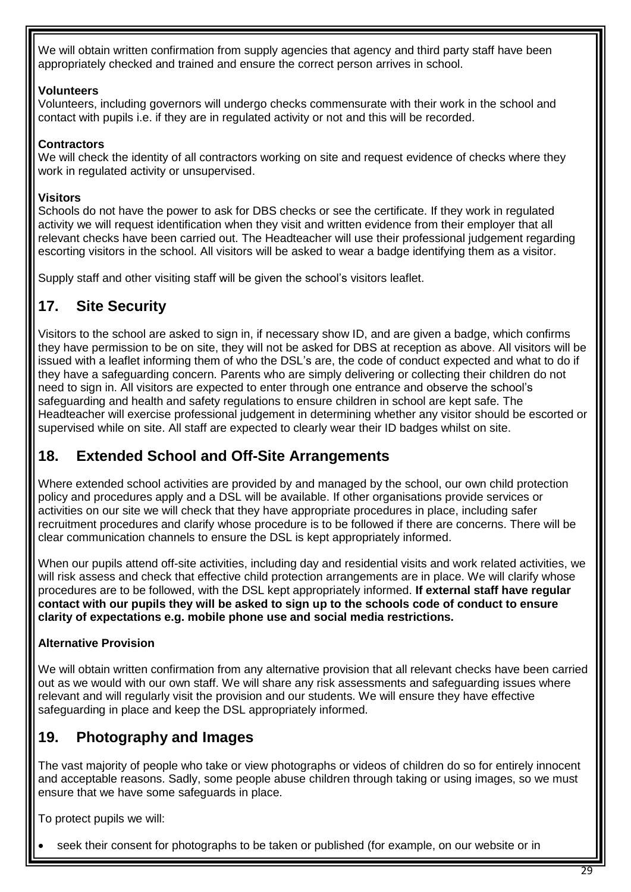We will obtain written confirmation from supply agencies that agency and third party staff have been appropriately checked and trained and ensure the correct person arrives in school.

**Volunteers**

Volunteers, including governors will undergo checks commensurate with their work in the school and contact with pupils i.e. if they are in regulated activity or not and this will be recorded.

**Contractors**

We will check the identity of all contractors working on site and request evidence of checks where they work in regulated activity or unsupervised.

**Visitors**

Schools do not have the power to ask for DBS checks or see the certificate. If they work in regulated activity we will request identification when they visit and written evidence from their employer that all relevant checks have been carried out. The Headteacher will use their professional judgement regarding escorting visitors in the school. All visitors will be asked to wear a badge identifying them as a visitor.

Supply staff and other visiting staff will be given the school's visitors leaflet.

## 17. Site Security

Visitors to the school are asked to sign in, if necessary show ID, and are given a badge, which confirms they have permission to be on site, they will not be asked for DBS at reception as above. All visitors will be issued with a leaflet informing them of who the DSL's are, the code of conduct expected and what to do if they have a safeguarding concern. Parents who are simply delivering or collecting their children do not need to sign in. All visitors are expected to enter through one entrance and observe the school's safeguarding and health and safety regulations to ensure children in school are kept safe. The Headteacher will exercise professional judgement in determining whether any visitor should be escorted or supervised while on site. All staff are expected to clearly wear their ID badges whilst on site.

## 18. Extended School and Off-Site Arrangements

Where extended school activities are provided by and managed by the school, our own child protection policy and procedures apply and a DSL will be available. If other organisations provide services or activities on our site we will check that they have appropriate procedures in place, including safer recruitment procedures and clarify whose procedure is to be followed if there are concerns. There will be clear communication channels to ensure the DSL is kept appropriately informed.

When our pupils attend off-site activities, including day and residential visits and work related activities, we will risk assess and check that effective child protection arrangements are in place. We will clarify whose procedures are to be followed, with the DSL kept appropriately informed. **If external staff have regular contact with our pupils they will be asked to sign up to the schools code of conduct to ensure clarity of expectations e.g. mobile phone use and social media restrictions.**

**Alternative Provision**

We will obtain written confirmation from any alternative provision that all relevant checks have been carried out as we would with our own staff. We will share any risk assessments and safeguarding issues where relevant and will regularly visit the provision and our students. We will ensure they have effective safeguarding in place and keep the DSL appropriately informed.

## 19. Photography and Images

The vast majority of people who take or view photographs or videos of children do so for entirely innocent and acceptable reasons. Sadly, some people abuse children through taking or using images, so we must ensure that we have some safeguards in place.

To protect pupils we will:

- seek their consent for photographs to be taken or published (for example, on our website or in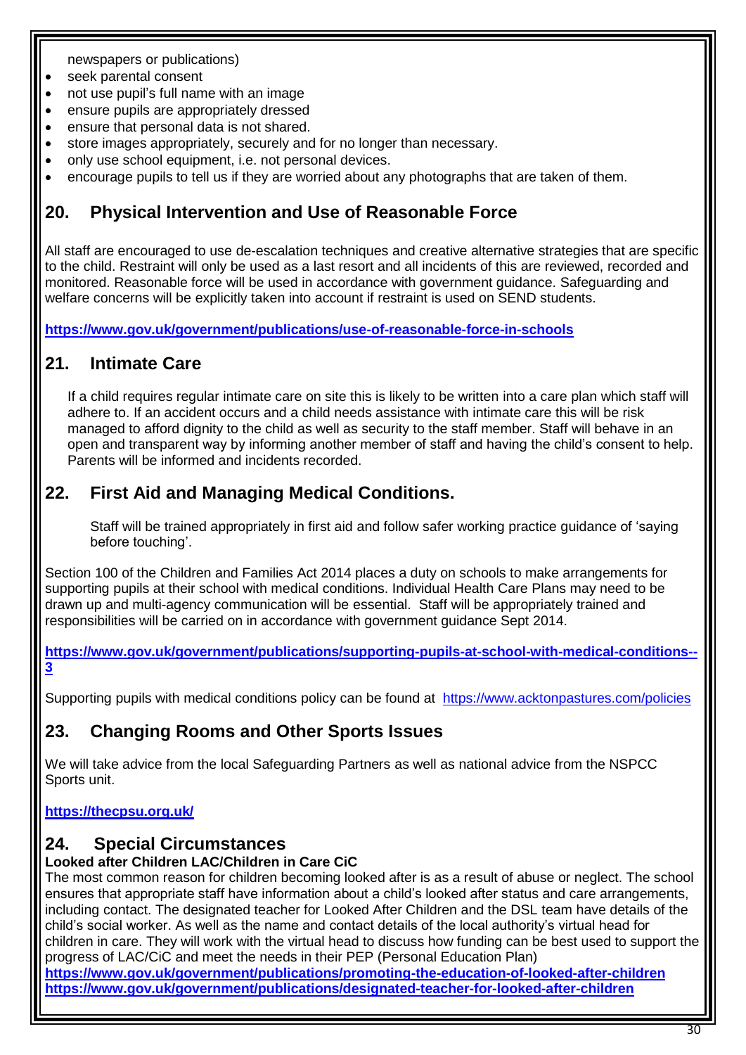newspapers or publications)

- seek parental consent
- not use pupil's full name with an image
- ensure pupils are appropriately dressed
- ensure that personal data is not shared.
- store images appropriately, securely and for no longer than necessary.
- only use school equipment, i.e. not personal devices.
- encourage pupils to tell us if they are worried about any photographs that are taken of them.

## 20. Physical Intervention and Use of Reasonable Force

All staff are encouraged to use de-escalation techniques and creative alternative strategies that are specific to the child. Restraint will only be used as a last resort and all incidents of this are reviewed, recorded and monitored. Reasonable force will be used in accordance with government guidance. Safeguarding and welfare concerns will be explicitly taken into account if restraint is used on SEND students.

**https://www.gov.uk/government/publications/use-of-reasonable-force-in-schools**

## 21. Intimate Care

If a child requires regular intimate care on site this is likely to be written into a care plan which staff will adhere to. If an accident occurs and a child needs assistance with intimate care this will be risk managed to afford dignity to the child as well as security to the staff member. Staff will behave in an open and transparent way by informing another member of staff and having the child's consent to help. Parents will be informed and incidents recorded.

## 22. First Aid and Managing Medical Conditions.

Staff will be trained appropriately in first aid and follow safer working practice guidance of 'saying before touching'.

Section 100 of the Children and Families Act 2014 places a duty on schools to make arrangements for supporting pupils at their school with medical conditions. Individual Health Care Plans may need to be drawn up and multi-agency communication will be essential. Staff will be appropriately trained and responsibilities will be carried on in accordance with government guidance Sept 2014.

**https://www.gov.uk/government/publications/supporting-pupils-at-school-with-medical-conditions--3**

Supporting pupils with medical conditions policy can be found at https://www.acktonpastures.com/policies

## 23. Changing Rooms and Other Sports Issues

We will take advice from the local Safeguarding Partners as well as national advice from the NSPCC Sports unit.

**https://thecpsu.org.uk/**

## 24. Special Circumstances

**Looked after Children LAC/Children in Care CiC**

The most common reason for children becoming looked after is as a result of abuse or neglect. The school ensures that appropriate staff have information about a child's looked after status and care arrangements, including contact. The designated teacher for Looked After Children and the DSL team have details of the child's social worker. As well as the name and contact details of the local authority's virtual head for children in care. They will work with the virtual head to discuss how funding can be best used to support the progress of LAC/CiC and meet the needs in their PEP (Personal Education Plan)

**https://www.gov.uk/government/publications/promoting-the-education-of-looked-after-children**
**https://www.gov.uk/government/publications/designated-teacher-for-looked-after-children**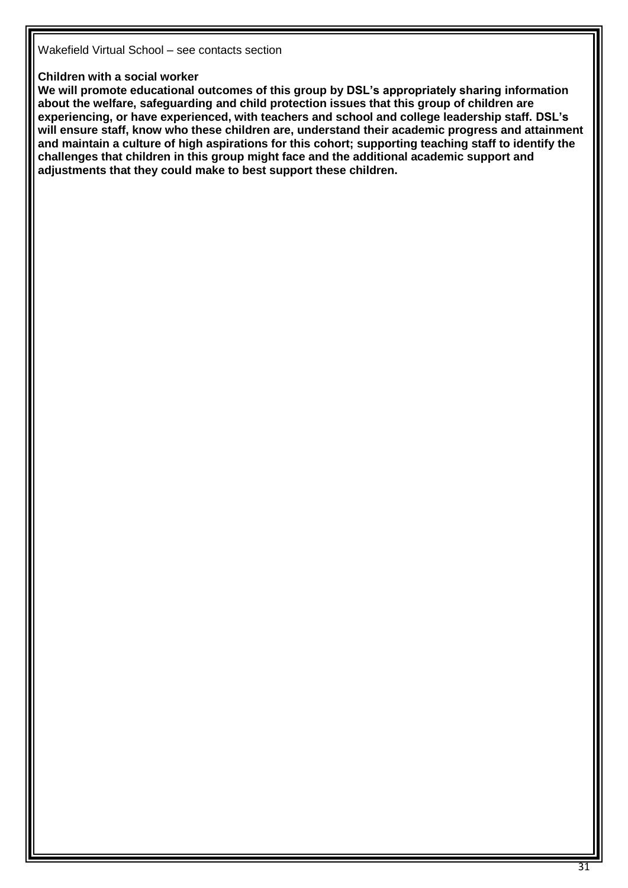Wakefield Virtual School – see contacts section

**Children with a social worker**

**We will promote educational outcomes of this group by DSL's appropriately sharing information about the welfare, safeguarding and child protection issues that this group of children are experiencing, or have experienced, with teachers and school and college leadership staff. DSL's will ensure staff, know who these children are, understand their academic progress and attainment and maintain a culture of high aspirations for this cohort; supporting teaching staff to identify the challenges that children in this group might face and the additional academic support and adjustments that they could make to best support these children.**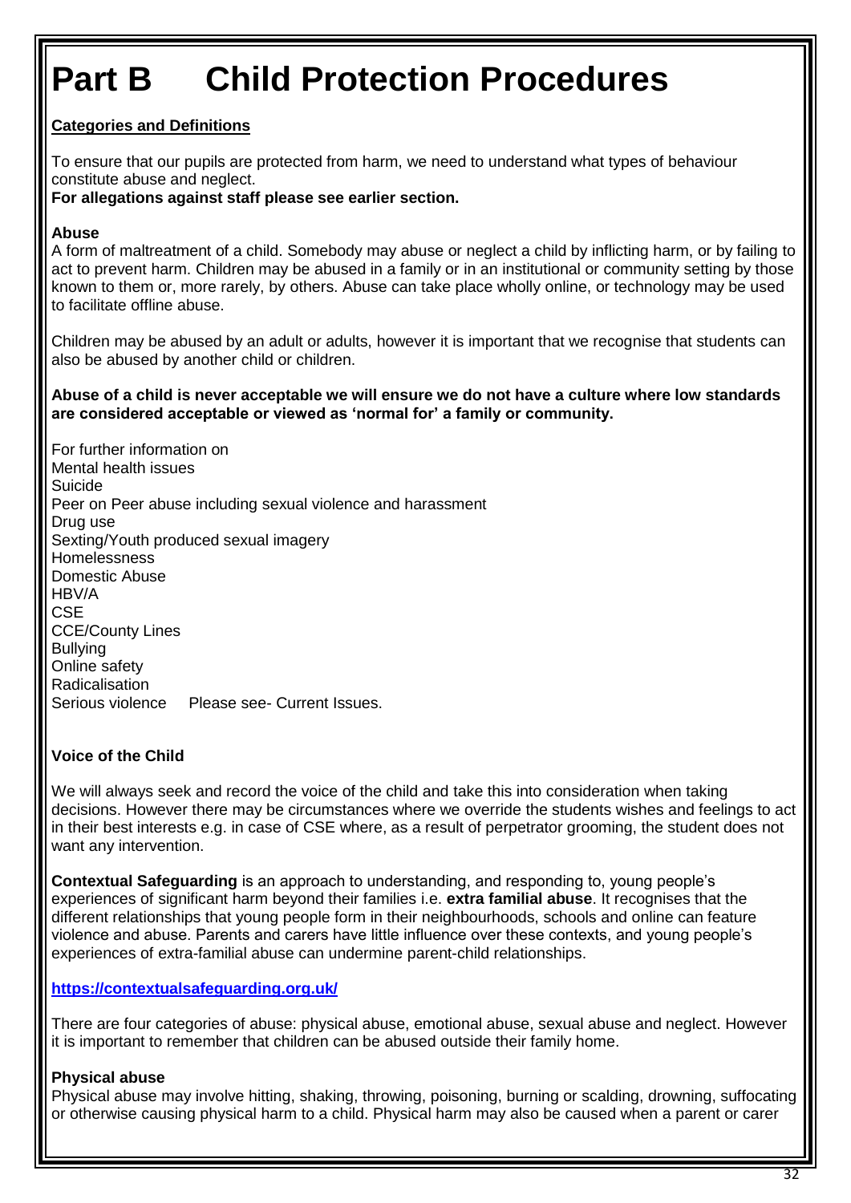# Part B Child Protection Procedures

**Categories and Definitions**

To ensure that our pupils are protected from harm, we need to understand what types of behaviour constitute abuse and neglect.
**For allegations against staff please see earlier section.**

**Abuse**
A form of maltreatment of a child. Somebody may abuse or neglect a child by inflicting harm, or by failing to act to prevent harm. Children may be abused in a family or in an institutional or community setting by those known to them or, more rarely, by others. Abuse can take place wholly online, or technology may be used to facilitate offline abuse.

Children may be abused by an adult or adults, however it is important that we recognise that students can also be abused by another child or children.

**Abuse of a child is never acceptable we will ensure we do not have a culture where low standards are considered acceptable or viewed as 'normal for' a family or community.**

For further information on
Mental health issues
Suicide
Peer on Peer abuse including sexual violence and harassment
Drug use
Sexting/Youth produced sexual imagery
Homelessness
Domestic Abuse
HBV/A
CSE
CCE/County Lines
Bullying
Online safety
Radicalisation
Serious violence Please see- Current Issues.

**Voice of the Child**

We will always seek and record the voice of the child and take this into consideration when taking decisions. However there may be circumstances where we override the students wishes and feelings to act in their best interests e.g. in case of CSE where, as a result of perpetrator grooming, the student does not want any intervention.

**Contextual Safeguarding** is an approach to understanding, and responding to, young people's experiences of significant harm beyond their families i.e. **extra familial abuse**. It recognises that the different relationships that young people form in their neighbourhoods, schools and online can feature violence and abuse. Parents and carers have little influence over these contexts, and young people's experiences of extra-familial abuse can undermine parent-child relationships.

**https://contextualsafeguarding.org.uk/**

There are four categories of abuse: physical abuse, emotional abuse, sexual abuse and neglect. However it is important to remember that children can be abused outside their family home.

**Physical abuse**
Physical abuse may involve hitting, shaking, throwing, poisoning, burning or scalding, drowning, suffocating or otherwise causing physical harm to a child. Physical harm may also be caused when a parent or carer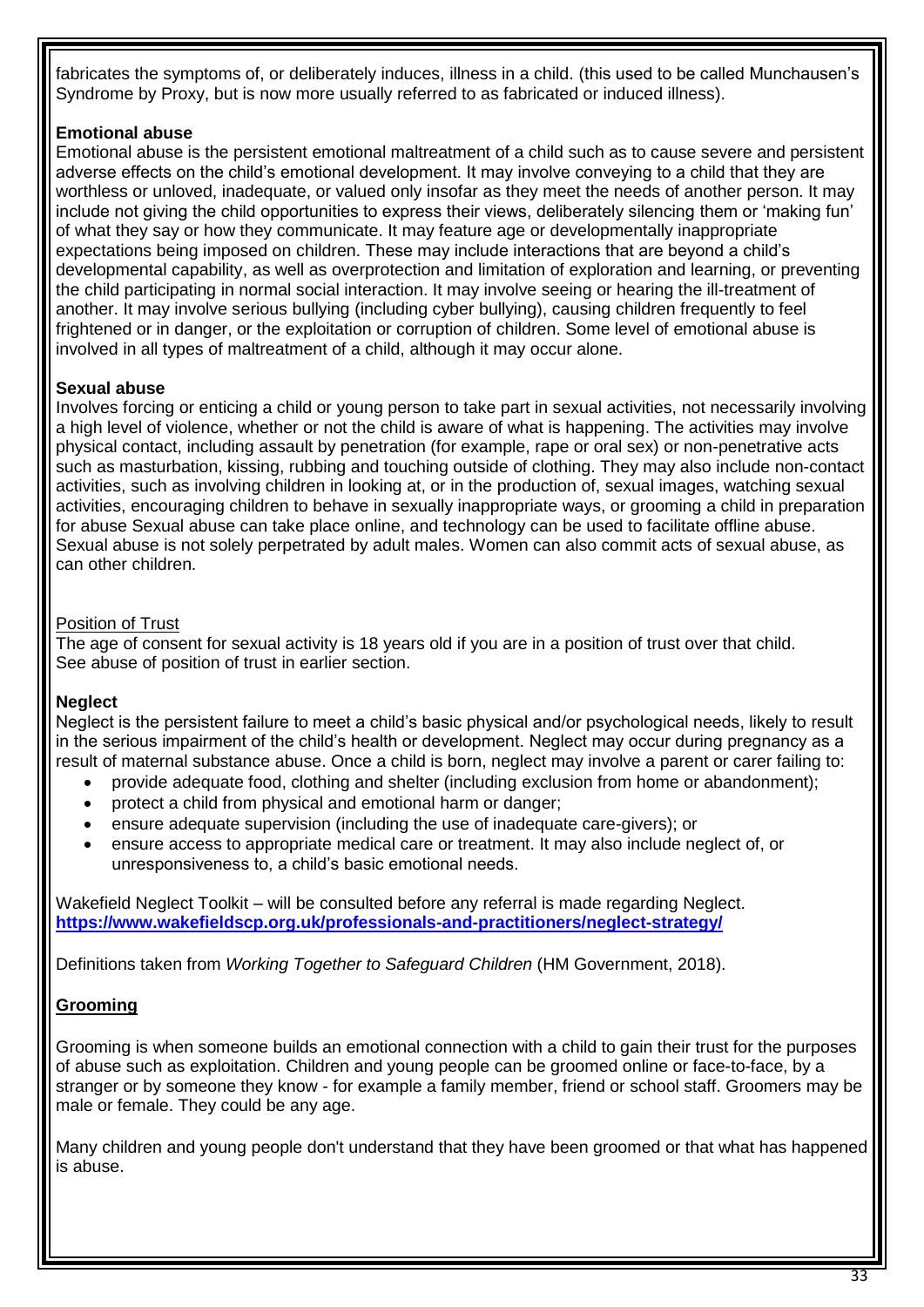fabricates the symptoms of, or deliberately induces, illness in a child. (this used to be called Munchausen's Syndrome by Proxy, but is now more usually referred to as fabricated or induced illness).

**Emotional abuse**

Emotional abuse is the persistent emotional maltreatment of a child such as to cause severe and persistent adverse effects on the child's emotional development. It may involve conveying to a child that they are worthless or unloved, inadequate, or valued only insofar as they meet the needs of another person. It may include not giving the child opportunities to express their views, deliberately silencing them or 'making fun' of what they say or how they communicate. It may feature age or developmentally inappropriate expectations being imposed on children. These may include interactions that are beyond a child's developmental capability, as well as overprotection and limitation of exploration and learning, or preventing the child participating in normal social interaction. It may involve seeing or hearing the ill-treatment of another. It may involve serious bullying (including cyber bullying), causing children frequently to feel frightened or in danger, or the exploitation or corruption of children. Some level of emotional abuse is involved in all types of maltreatment of a child, although it may occur alone.

**Sexual abuse**

Involves forcing or enticing a child or young person to take part in sexual activities, not necessarily involving a high level of violence, whether or not the child is aware of what is happening. The activities may involve physical contact, including assault by penetration (for example, rape or oral sex) or non-penetrative acts such as masturbation, kissing, rubbing and touching outside of clothing. They may also include non-contact activities, such as involving children in looking at, or in the production of, sexual images, watching sexual activities, encouraging children to behave in sexually inappropriate ways, or grooming a child in preparation for abuse Sexual abuse can take place online, and technology can be used to facilitate offline abuse. Sexual abuse is not solely perpetrated by adult males. Women can also commit acts of sexual abuse, as can other children.

Position of Trust

The age of consent for sexual activity is 18 years old if you are in a position of trust over that child. See abuse of position of trust in earlier section.

**Neglect**

Neglect is the persistent failure to meet a child's basic physical and/or psychological needs, likely to result in the serious impairment of the child's health or development. Neglect may occur during pregnancy as a result of maternal substance abuse. Once a child is born, neglect may involve a parent or carer failing to:

- provide adequate food, clothing and shelter (including exclusion from home or abandonment);
- protect a child from physical and emotional harm or danger;
- ensure adequate supervision (including the use of inadequate care-givers); or
- ensure access to appropriate medical care or treatment. It may also include neglect of, or unresponsiveness to, a child's basic emotional needs.

Wakefield Neglect Toolkit – will be consulted before any referral is made regarding Neglect.
**https://www.wakefieldscp.org.uk/professionals-and-practitioners/neglect-strategy/**

Definitions taken from *Working Together to Safeguard Children* (HM Government, 2018).

**Grooming**

Grooming is when someone builds an emotional connection with a child to gain their trust for the purposes of abuse such as exploitation. Children and young people can be groomed online or face-to-face, by a stranger or by someone they know - for example a family member, friend or school staff. Groomers may be male or female. They could be any age.

Many children and young people don't understand that they have been groomed or that what has happened is abuse.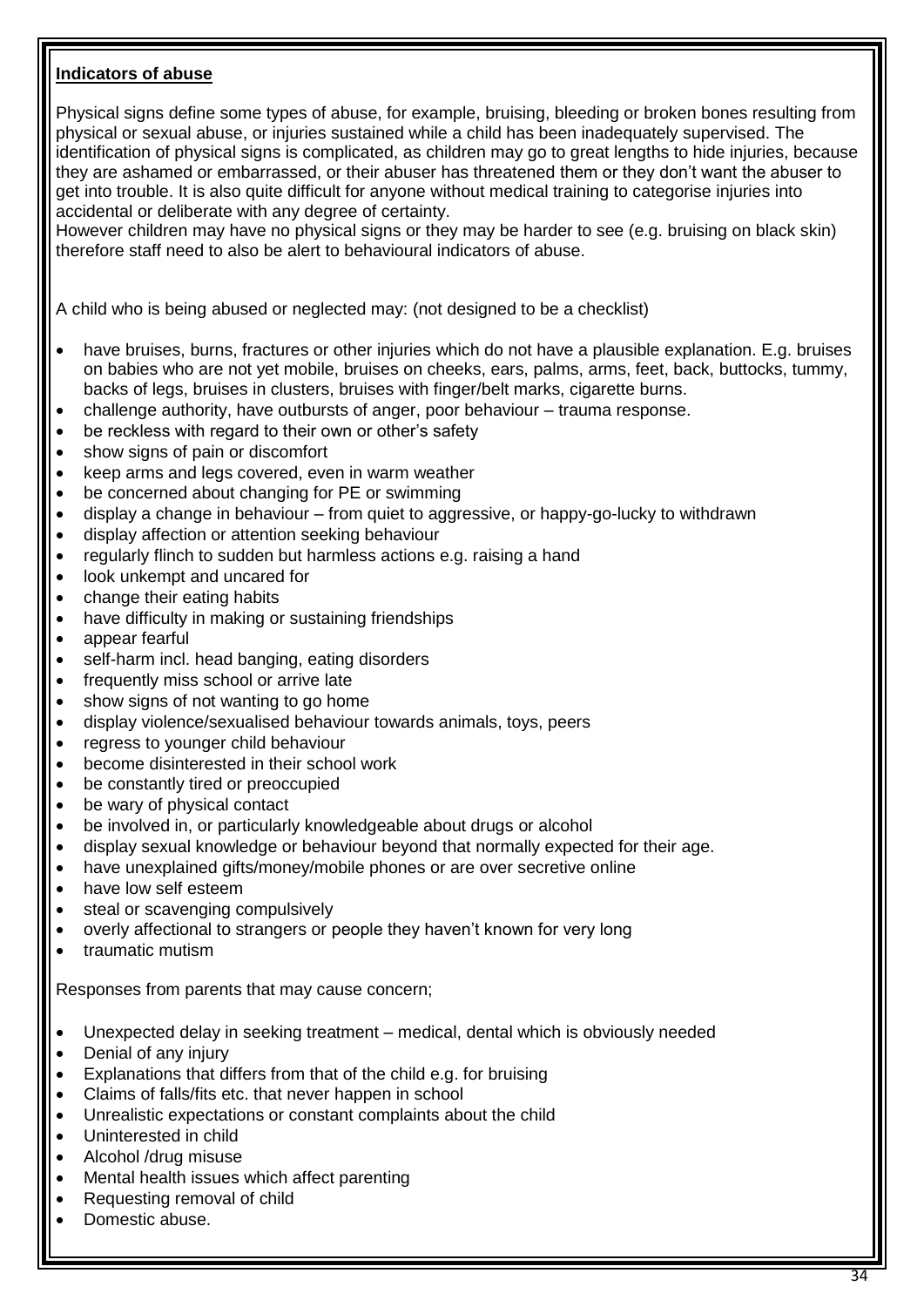**Indicators of abuse**

Physical signs define some types of abuse, for example, bruising, bleeding or broken bones resulting from physical or sexual abuse, or injuries sustained while a child has been inadequately supervised. The identification of physical signs is complicated, as children may go to great lengths to hide injuries, because they are ashamed or embarrassed, or their abuser has threatened them or they don't want the abuser to get into trouble. It is also quite difficult for anyone without medical training to categorise injuries into accidental or deliberate with any degree of certainty.
However children may have no physical signs or they may be harder to see (e.g. bruising on black skin) therefore staff need to also be alert to behavioural indicators of abuse.

A child who is being abused or neglected may: (not designed to be a checklist)

- have bruises, burns, fractures or other injuries which do not have a plausible explanation. E.g. bruises on babies who are not yet mobile, bruises on cheeks, ears, palms, arms, feet, back, buttocks, tummy, backs of legs, bruises in clusters, bruises with finger/belt marks, cigarette burns.
- challenge authority, have outbursts of anger, poor behaviour – trauma response.
- be reckless with regard to their own or other's safety
- show signs of pain or discomfort
- keep arms and legs covered, even in warm weather
- be concerned about changing for PE or swimming
- display a change in behaviour – from quiet to aggressive, or happy-go-lucky to withdrawn
- display affection or attention seeking behaviour
- regularly flinch to sudden but harmless actions e.g. raising a hand
- look unkempt and uncared for
- change their eating habits
- have difficulty in making or sustaining friendships
- appear fearful
- self-harm incl. head banging, eating disorders
- frequently miss school or arrive late
- show signs of not wanting to go home
- display violence/sexualised behaviour towards animals, toys, peers
- regress to younger child behaviour
- become disinterested in their school work
- be constantly tired or preoccupied
- be wary of physical contact
- be involved in, or particularly knowledgeable about drugs or alcohol
- display sexual knowledge or behaviour beyond that normally expected for their age.
- have unexplained gifts/money/mobile phones or are over secretive online
- have low self esteem
- steal or scavenging compulsively
- overly affectional to strangers or people they haven't known for very long
- traumatic mutism

Responses from parents that may cause concern;

- Unexpected delay in seeking treatment – medical, dental which is obviously needed
- Denial of any injury
- Explanations that differs from that of the child e.g. for bruising
- Claims of falls/fits etc. that never happen in school
- Unrealistic expectations or constant complaints about the child
- Uninterested in child
- Alcohol /drug misuse
- Mental health issues which affect parenting
- Requesting removal of child
- Domestic abuse.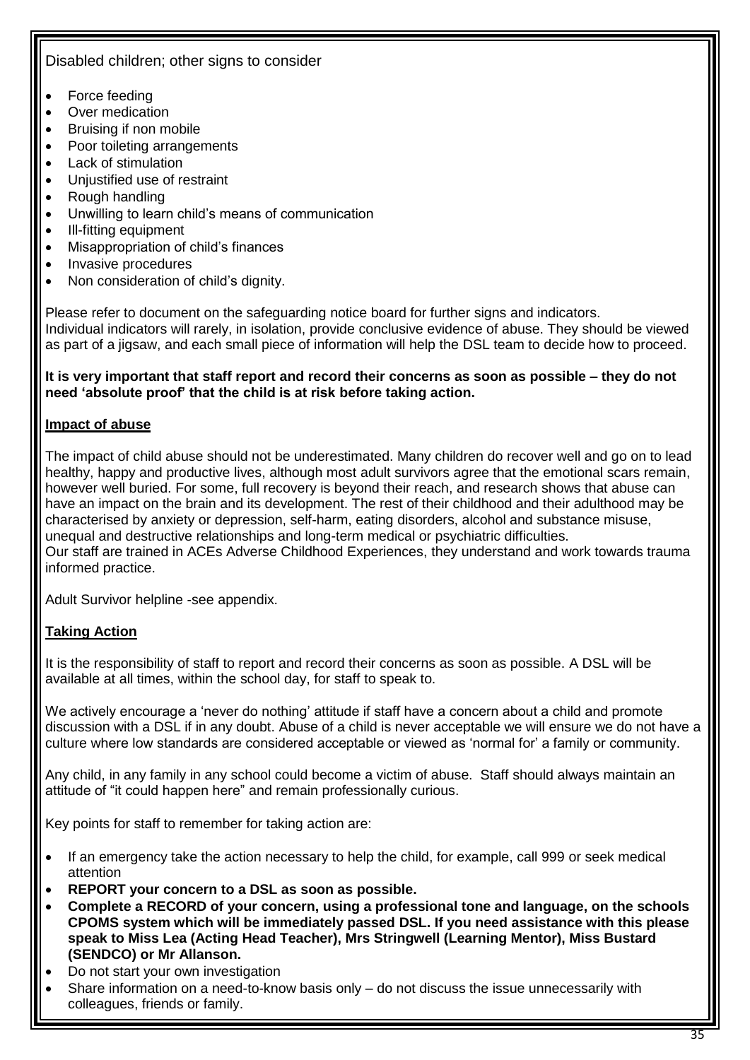Disabled children; other signs to consider

- Force feeding
- Over medication
- Bruising if non mobile
- Poor toileting arrangements
- Lack of stimulation
- Unjustified use of restraint
- Rough handling
- Unwilling to learn child's means of communication
- Ill-fitting equipment
- Misappropriation of child's finances
- Invasive procedures
- Non consideration of child's dignity.

Please refer to document on the safeguarding notice board for further signs and indicators.
Individual indicators will rarely, in isolation, provide conclusive evidence of abuse. They should be viewed as part of a jigsaw, and each small piece of information will help the DSL team to decide how to proceed.

**It is very important that staff report and record their concerns as soon as possible – they do not need 'absolute proof' that the child is at risk before taking action.**

**Impact of abuse**

The impact of child abuse should not be underestimated. Many children do recover well and go on to lead healthy, happy and productive lives, although most adult survivors agree that the emotional scars remain, however well buried. For some, full recovery is beyond their reach, and research shows that abuse can have an impact on the brain and its development. The rest of their childhood and their adulthood may be characterised by anxiety or depression, self-harm, eating disorders, alcohol and substance misuse, unequal and destructive relationships and long-term medical or psychiatric difficulties.
Our staff are trained in ACEs Adverse Childhood Experiences, they understand and work towards trauma informed practice.

Adult Survivor helpline -see appendix.

**Taking Action**

It is the responsibility of staff to report and record their concerns as soon as possible. A DSL will be available at all times, within the school day, for staff to speak to.

We actively encourage a 'never do nothing' attitude if staff have a concern about a child and promote discussion with a DSL if in any doubt. Abuse of a child is never acceptable we will ensure we do not have a culture where low standards are considered acceptable or viewed as 'normal for' a family or community.

Any child, in any family in any school could become a victim of abuse. Staff should always maintain an attitude of "it could happen here" and remain professionally curious.

Key points for staff to remember for taking action are:

- If an emergency take the action necessary to help the child, for example, call 999 or seek medical attention
- **REPORT your concern to a DSL as soon as possible.**
- **Complete a RECORD of your concern, using a professional tone and language, on the schools CPOMS system which will be immediately passed DSL. If you need assistance with this please speak to Miss Lea (Acting Head Teacher), Mrs Stringwell (Learning Mentor), Miss Bustard (SENDCO) or Mr Allanson.**
- Do not start your own investigation
- Share information on a need-to-know basis only – do not discuss the issue unnecessarily with colleagues, friends or family.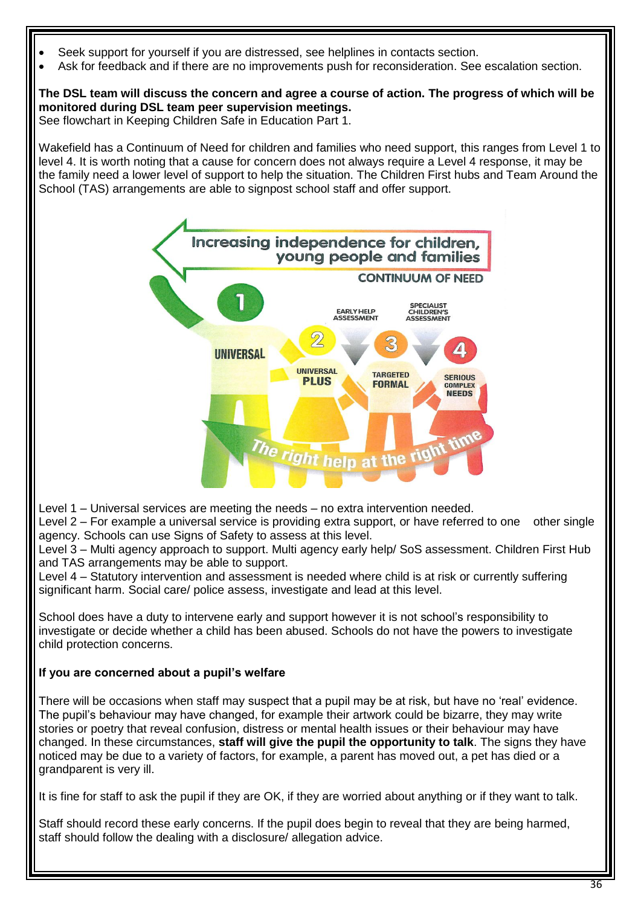- Seek support for yourself if you are distressed, see helplines in contacts section.
- Ask for feedback and if there are no improvements push for reconsideration. See escalation section.

**The DSL team will discuss the concern and agree a course of action. The progress of which will be monitored during DSL team peer supervision meetings.**
See flowchart in Keeping Children Safe in Education Part 1.

Wakefield has a Continuum of Need for children and families who need support, this ranges from Level 1 to level 4. It is worth noting that a cause for concern does not always require a Level 4 response, it may be the family need a lower level of support to help the situation. The Children First hubs and Team Around the School (TAS) arrangements are able to signpost school staff and offer support.

Level 1 – Universal services are meeting the needs – no extra intervention needed.
Level 2 – For example a universal service is providing extra support, or have referred to one other single agency. Schools can use Signs of Safety to assess at this level.
Level 3 – Multi agency approach to support. Multi agency early help/ SoS assessment. Children First Hub and TAS arrangements may be able to support.
Level 4 – Statutory intervention and assessment is needed where child is at risk or currently suffering significant harm. Social care/ police assess, investigate and lead at this level.

School does have a duty to intervene early and support however it is not school's responsibility to investigate or decide whether a child has been abused. Schools do not have the powers to investigate child protection concerns.

**If you are concerned about a pupil's welfare**

There will be occasions when staff may suspect that a pupil may be at risk, but have no 'real' evidence. The pupil's behaviour may have changed, for example their artwork could be bizarre, they may write stories or poetry that reveal confusion, distress or mental health issues or their behaviour may have changed. In these circumstances, **staff will give the pupil the opportunity to talk**. The signs they have noticed may be due to a variety of factors, for example, a parent has moved out, a pet has died or a grandparent is very ill.

It is fine for staff to ask the pupil if they are OK, if they are worried about anything or if they want to talk.

Staff should record these early concerns. If the pupil does begin to reveal that they are being harmed, staff should follow the dealing with a disclosure/ allegation advice.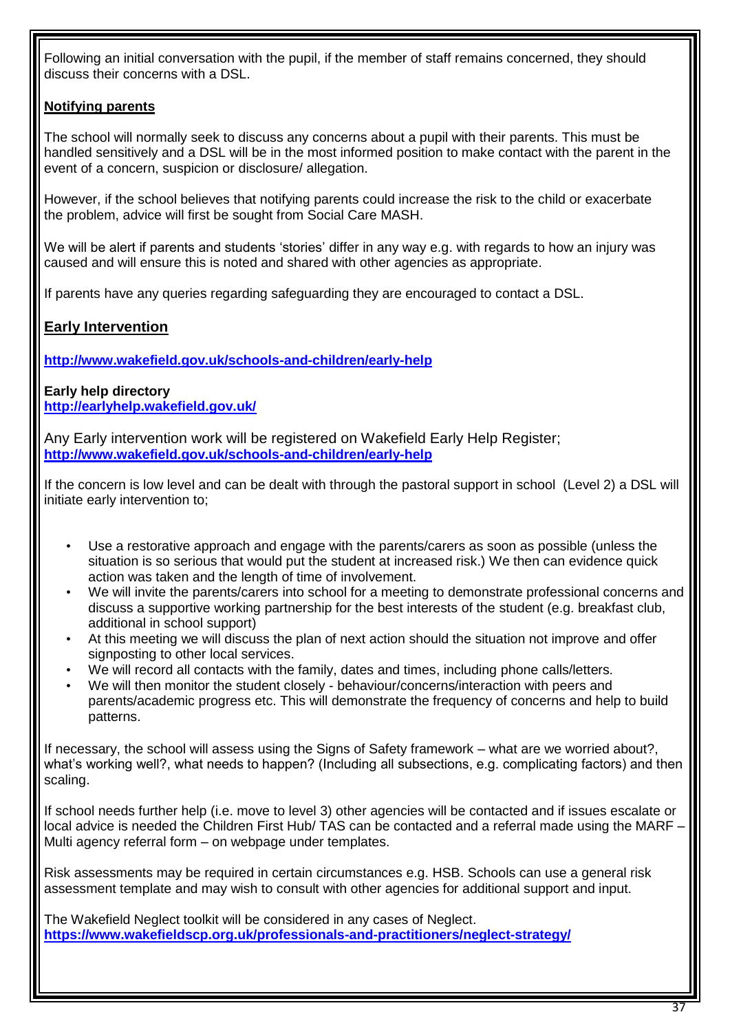Following an initial conversation with the pupil, if the member of staff remains concerned, they should discuss their concerns with a DSL.

**Notifying parents**

The school will normally seek to discuss any concerns about a pupil with their parents. This must be handled sensitively and a DSL will be in the most informed position to make contact with the parent in the event of a concern, suspicion or disclosure/ allegation.

However, if the school believes that notifying parents could increase the risk to the child or exacerbate the problem, advice will first be sought from Social Care MASH.

We will be alert if parents and students 'stories' differ in any way e.g. with regards to how an injury was caused and will ensure this is noted and shared with other agencies as appropriate.

If parents have any queries regarding safeguarding they are encouraged to contact a DSL.

## Early Intervention

**http://www.wakefield.gov.uk/schools-and-children/early-help**

**Early help directory**
**http://earlyhelp.wakefield.gov.uk/**

Any Early intervention work will be registered on Wakefield Early Help Register;
**http://www.wakefield.gov.uk/schools-and-children/early-help**

If the concern is low level and can be dealt with through the pastoral support in school (Level 2) a DSL will initiate early intervention to;

- Use a restorative approach and engage with the parents/carers as soon as possible (unless the situation is so serious that would put the student at increased risk.) We then can evidence quick action was taken and the length of time of involvement.
- We will invite the parents/carers into school for a meeting to demonstrate professional concerns and discuss a supportive working partnership for the best interests of the student (e.g. breakfast club, additional in school support)
- At this meeting we will discuss the plan of next action should the situation not improve and offer signposting to other local services.
- We will record all contacts with the family, dates and times, including phone calls/letters.
- We will then monitor the student closely - behaviour/concerns/interaction with peers and parents/academic progress etc. This will demonstrate the frequency of concerns and help to build patterns.

If necessary, the school will assess using the Signs of Safety framework – what are we worried about?, what's working well?, what needs to happen? (Including all subsections, e.g. complicating factors) and then scaling.

If school needs further help (i.e. move to level 3) other agencies will be contacted and if issues escalate or local advice is needed the Children First Hub/ TAS can be contacted and a referral made using the MARF – Multi agency referral form – on webpage under templates.

Risk assessments may be required in certain circumstances e.g. HSB. Schools can use a general risk assessment template and may wish to consult with other agencies for additional support and input.

The Wakefield Neglect toolkit will be considered in any cases of Neglect.
**https://www.wakefieldscp.org.uk/professionals-and-practitioners/neglect-strategy/**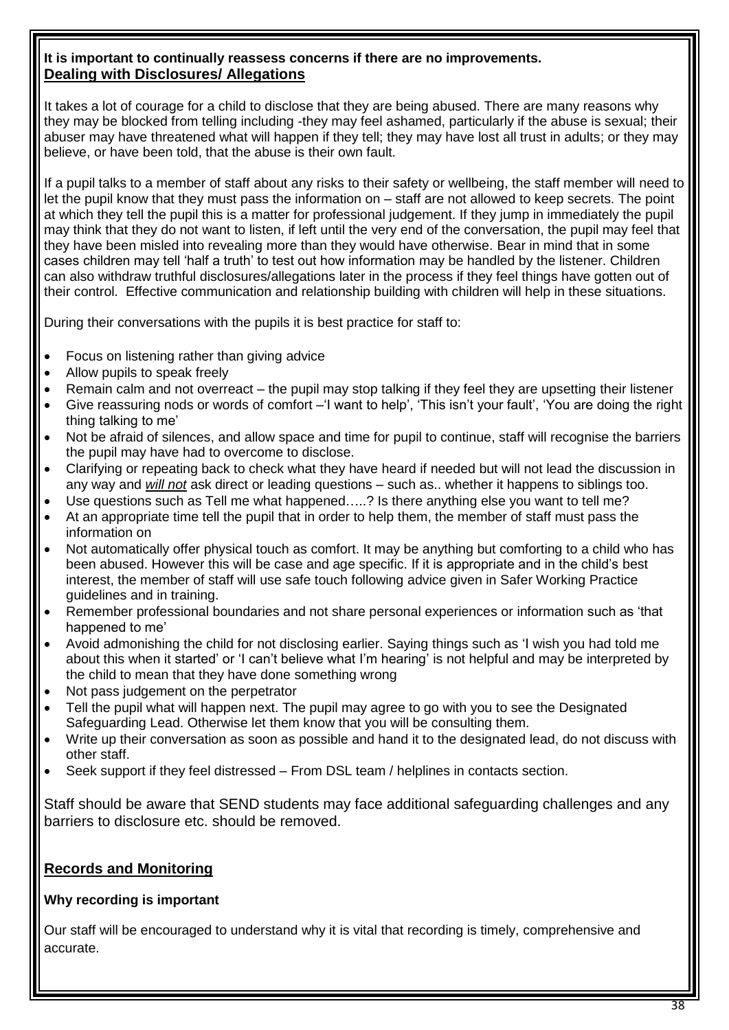**It is important to continually reassess concerns if there are no improvements.**

## Dealing with Disclosures/ Allegations

It takes a lot of courage for a child to disclose that they are being abused. There are many reasons why they may be blocked from telling including -they may feel ashamed, particularly if the abuse is sexual; their abuser may have threatened what will happen if they tell; they may have lost all trust in adults; or they may believe, or have been told, that the abuse is their own fault.

If a pupil talks to a member of staff about any risks to their safety or wellbeing, the staff member will need to let the pupil know that they must pass the information on – staff are not allowed to keep secrets. The point at which they tell the pupil this is a matter for professional judgement. If they jump in immediately the pupil may think that they do not want to listen, if left until the very end of the conversation, the pupil may feel that they have been misled into revealing more than they would have otherwise. Bear in mind that in some cases children may tell 'half a truth' to test out how information may be handled by the listener. Children can also withdraw truthful disclosures/allegations later in the process if they feel things have gotten out of their control. Effective communication and relationship building with children will help in these situations.

During their conversations with the pupils it is best practice for staff to:

- Focus on listening rather than giving advice
- Allow pupils to speak freely
- Remain calm and not overreact – the pupil may stop talking if they feel they are upsetting their listener
- Give reassuring nods or words of comfort –'I want to help', 'This isn't your fault', 'You are doing the right thing talking to me'
- Not be afraid of silences, and allow space and time for pupil to continue, staff will recognise the barriers the pupil may have had to overcome to disclose.
- Clarifying or repeating back to check what they have heard if needed but will not lead the discussion in any way and ***will not*** ask direct or leading questions – such as.. whether it happens to siblings too.
- Use questions such as Tell me what happened…..? Is there anything else you want to tell me?
- At an appropriate time tell the pupil that in order to help them, the member of staff must pass the information on
- Not automatically offer physical touch as comfort. It may be anything but comforting to a child who has been abused. However this will be case and age specific. If it is appropriate and in the child's best interest, the member of staff will use safe touch following advice given in Safer Working Practice guidelines and in training.
- Remember professional boundaries and not share personal experiences or information such as 'that happened to me'
- Avoid admonishing the child for not disclosing earlier. Saying things such as 'I wish you had told me about this when it started' or 'I can't believe what I'm hearing' is not helpful and may be interpreted by the child to mean that they have done something wrong
- Not pass judgement on the perpetrator
- Tell the pupil what will happen next. The pupil may agree to go with you to see the Designated Safeguarding Lead. Otherwise let them know that you will be consulting them.
- Write up their conversation as soon as possible and hand it to the designated lead, do not discuss with other staff.
- Seek support if they feel distressed – From DSL team / helplines in contacts section.

Staff should be aware that SEND students may face additional safeguarding challenges and any barriers to disclosure etc. should be removed.

## Records and Monitoring

### Why recording is important

Our staff will be encouraged to understand why it is vital that recording is timely, comprehensive and accurate.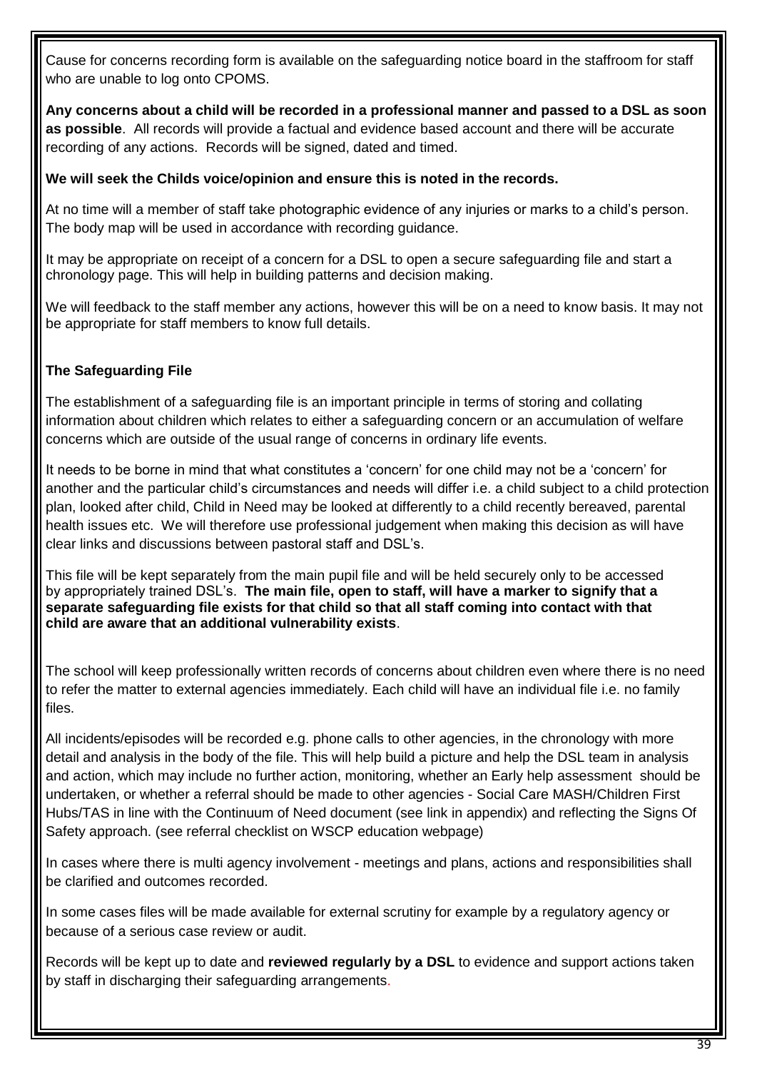Cause for concerns recording form is available on the safeguarding notice board in the staffroom for staff who are unable to log onto CPOMS.

**Any concerns about a child will be recorded in a professional manner and passed to a DSL as soon as possible**. All records will provide a factual and evidence based account and there will be accurate recording of any actions. Records will be signed, dated and timed.

**We will seek the Childs voice/opinion and ensure this is noted in the records.**

At no time will a member of staff take photographic evidence of any injuries or marks to a child's person. The body map will be used in accordance with recording guidance.

It may be appropriate on receipt of a concern for a DSL to open a secure safeguarding file and start a chronology page. This will help in building patterns and decision making.

We will feedback to the staff member any actions, however this will be on a need to know basis. It may not be appropriate for staff members to know full details.

### The Safeguarding File

The establishment of a safeguarding file is an important principle in terms of storing and collating information about children which relates to either a safeguarding concern or an accumulation of welfare concerns which are outside of the usual range of concerns in ordinary life events.

It needs to be borne in mind that what constitutes a 'concern' for one child may not be a 'concern' for another and the particular child's circumstances and needs will differ i.e. a child subject to a child protection plan, looked after child, Child in Need may be looked at differently to a child recently bereaved, parental health issues etc. We will therefore use professional judgement when making this decision as will have clear links and discussions between pastoral staff and DSL's.

This file will be kept separately from the main pupil file and will be held securely only to be accessed by appropriately trained DSL's. **The main file, open to staff, will have a marker to signify that a separate safeguarding file exists for that child so that all staff coming into contact with that child are aware that an additional vulnerability exists**.

The school will keep professionally written records of concerns about children even where there is no need to refer the matter to external agencies immediately. Each child will have an individual file i.e. no family files.

All incidents/episodes will be recorded e.g. phone calls to other agencies, in the chronology with more detail and analysis in the body of the file. This will help build a picture and help the DSL team in analysis and action, which may include no further action, monitoring, whether an Early help assessment should be undertaken, or whether a referral should be made to other agencies - Social Care MASH/Children First Hubs/TAS in line with the Continuum of Need document (see link in appendix) and reflecting the Signs Of Safety approach. (see referral checklist on WSCP education webpage)

In cases where there is multi agency involvement - meetings and plans, actions and responsibilities shall be clarified and outcomes recorded.

In some cases files will be made available for external scrutiny for example by a regulatory agency or because of a serious case review or audit.

Records will be kept up to date and **reviewed regularly by a DSL** to evidence and support actions taken by staff in discharging their safeguarding arrangements.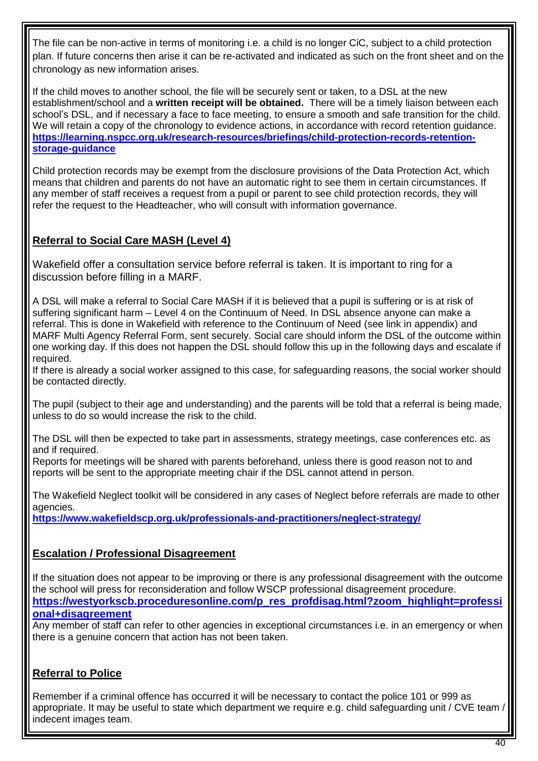The file can be non-active in terms of monitoring i.e. a child is no longer CiC, subject to a child protection plan. If future concerns then arise it can be re-activated and indicated as such on the front sheet and on the chronology as new information arises.

If the child moves to another school, the file will be securely sent or taken, to a DSL at the new establishment/school and a **written receipt will be obtained.** There will be a timely liaison between each school's DSL, and if necessary a face to face meeting, to ensure a smooth and safe transition for the child. We will retain a copy of the chronology to evidence actions, in accordance with record retention guidance. **https://learning.nspcc.org.uk/research-resources/briefings/child-protection-records-retention-storage-guidance**

Child protection records may be exempt from the disclosure provisions of the Data Protection Act, which means that children and parents do not have an automatic right to see them in certain circumstances. If any member of staff receives a request from a pupil or parent to see child protection records, they will refer the request to the Headteacher, who will consult with information governance.

## Referral to Social Care MASH (Level 4)

Wakefield offer a consultation service before referral is taken. It is important to ring for a discussion before filling in a MARF.

A DSL will make a referral to Social Care MASH if it is believed that a pupil is suffering or is at risk of suffering significant harm – Level 4 on the Continuum of Need. In DSL absence anyone can make a referral. This is done in Wakefield with reference to the Continuum of Need (see link in appendix) and MARF Multi Agency Referral Form, sent securely. Social care should inform the DSL of the outcome within one working day. If this does not happen the DSL should follow this up in the following days and escalate if required.
If there is already a social worker assigned to this case, for safeguarding reasons, the social worker should be contacted directly.

The pupil (subject to their age and understanding) and the parents will be told that a referral is being made, unless to do so would increase the risk to the child.

The DSL will then be expected to take part in assessments, strategy meetings, case conferences etc. as and if required.
Reports for meetings will be shared with parents beforehand, unless there is good reason not to and reports will be sent to the appropriate meeting chair if the DSL cannot attend in person.

The Wakefield Neglect toolkit will be considered in any cases of Neglect before referrals are made to other agencies.
**https://www.wakefieldscp.org.uk/professionals-and-practitioners/neglect-strategy/**

## Escalation / Professional Disagreement

If the situation does not appear to be improving or there is any professional disagreement with the outcome the school will press for reconsideration and follow WSCP professional disagreement procedure.
**https://westyorkscb.proceduresonline.com/p_res_profdisag.html?zoom_highlight=professional+disagreement**
Any member of staff can refer to other agencies in exceptional circumstances i.e. in an emergency or when there is a genuine concern that action has not been taken.

## Referral to Police

Remember if a criminal offence has occurred it will be necessary to contact the police 101 or 999 as appropriate. It may be useful to state which department we require e.g. child safeguarding unit / CVE team / indecent images team.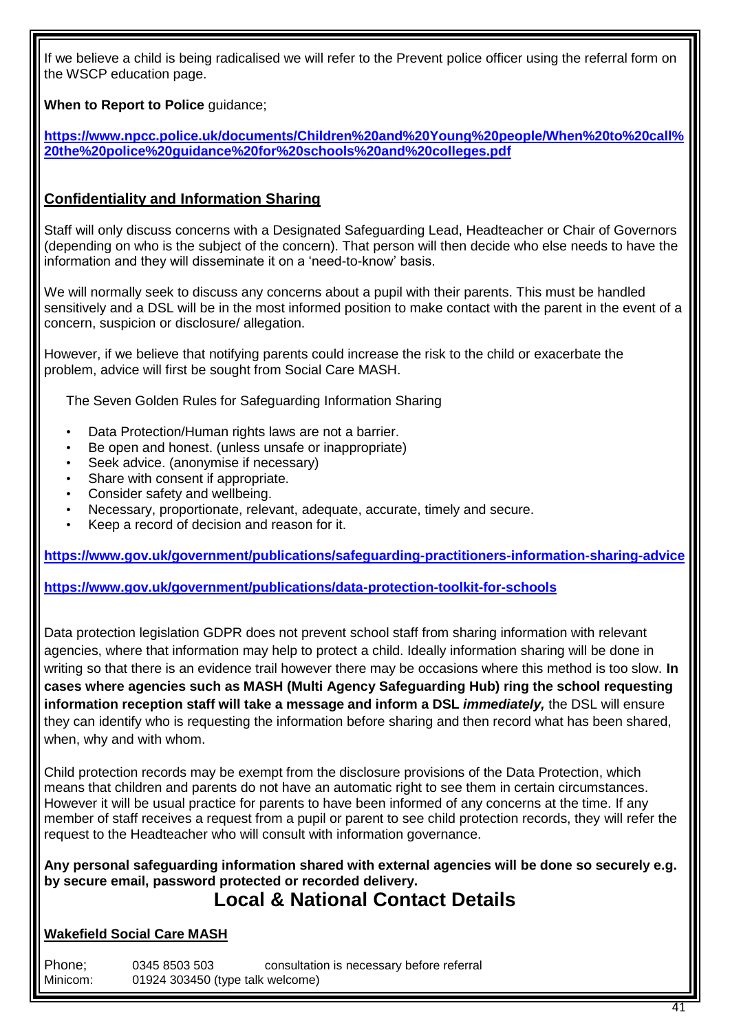If we believe a child is being radicalised we will refer to the Prevent police officer using the referral form on the WSCP education page.

**When to Report to Police** guidance;

**https://www.npcc.police.uk/documents/Children%20and%20Young%20people/When%20to%20call%20the%20police%20guidance%20for%20schools%20and%20colleges.pdf**

## Confidentiality and Information Sharing

Staff will only discuss concerns with a Designated Safeguarding Lead, Headteacher or Chair of Governors (depending on who is the subject of the concern). That person will then decide who else needs to have the information and they will disseminate it on a 'need-to-know' basis.

We will normally seek to discuss any concerns about a pupil with their parents. This must be handled sensitively and a DSL will be in the most informed position to make contact with the parent in the event of a concern, suspicion or disclosure/ allegation.

However, if we believe that notifying parents could increase the risk to the child or exacerbate the problem, advice will first be sought from Social Care MASH.

The Seven Golden Rules for Safeguarding Information Sharing

- Data Protection/Human rights laws are not a barrier.
- Be open and honest. (unless unsafe or inappropriate)
- Seek advice. (anonymise if necessary)
- Share with consent if appropriate.
- Consider safety and wellbeing.
- Necessary, proportionate, relevant, adequate, accurate, timely and secure.
- Keep a record of decision and reason for it.

**https://www.gov.uk/government/publications/safeguarding-practitioners-information-sharing-advice**

**https://www.gov.uk/government/publications/data-protection-toolkit-for-schools**

Data protection legislation GDPR does not prevent school staff from sharing information with relevant agencies, where that information may help to protect a child. Ideally information sharing will be done in writing so that there is an evidence trail however there may be occasions where this method is too slow. **In cases where agencies such as MASH (Multi Agency Safeguarding Hub) ring the school requesting information reception staff will take a message and inform a DSL *immediately,*** the DSL will ensure they can identify who is requesting the information before sharing and then record what has been shared, when, why and with whom.

Child protection records may be exempt from the disclosure provisions of the Data Protection, which means that children and parents do not have an automatic right to see them in certain circumstances. However it will be usual practice for parents to have been informed of any concerns at the time. If any member of staff receives a request from a pupil or parent to see child protection records, they will refer the request to the Headteacher who will consult with information governance.

**Any personal safeguarding information shared with external agencies will be done so securely e.g. by secure email, password protected or recorded delivery.**

# Local & National Contact Details

## Wakefield Social Care MASH

Phone; 0345 8503 503 consultation is necessary before referral
Minicom: 01924 303450 (type talk welcome)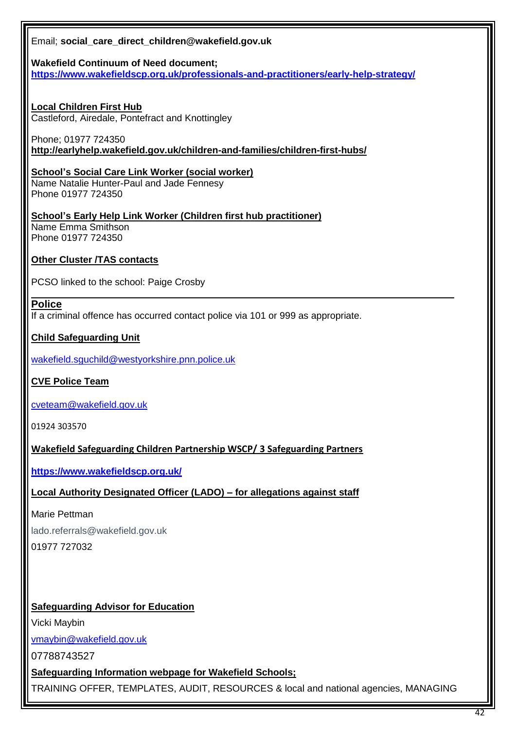Email; **social_care_direct_children@wakefield.gov.uk**

**Wakefield Continuum of Need document;**
**https://www.wakefieldscp.org.uk/professionals-and-practitioners/early-help-strategy/**

**Local Children First Hub**
Castleford, Airedale, Pontefract and Knottingley

Phone; 01977 724350
**http://earlyhelp.wakefield.gov.uk/children-and-families/children-first-hubs/**

**School's Social Care Link Worker (social worker)**
Name Natalie Hunter-Paul and Jade Fennesy
Phone 01977 724350

**School's Early Help Link Worker (Children first hub practitioner)**
Name Emma Smithson
Phone 01977 724350

**Other Cluster /TAS contacts**

PCSO linked to the school: Paige Crosby

---

**Police**
If a criminal offence has occurred contact police via 101 or 999 as appropriate.

**Child Safeguarding Unit**

wakefield.sguchild@westyorkshire.pnn.police.uk

**CVE Police Team**

cveteam@wakefield.gov.uk

01924 303570

**Wakefield Safeguarding Children Partnership WSCP/ 3 Safeguarding Partners**

**https://www.wakefieldscp.org.uk/**

**Local Authority Designated Officer (LADO) – for allegations against staff**

Marie Pettman

lado.referrals@wakefield.gov.uk

01977 727032

**Safeguarding Advisor for Education**

Vicki Maybin

vmaybin@wakefield.gov.uk

07788743527

**Safeguarding Information webpage for Wakefield Schools;**

TRAINING OFFER, TEMPLATES, AUDIT, RESOURCES & local and national agencies, MANAGING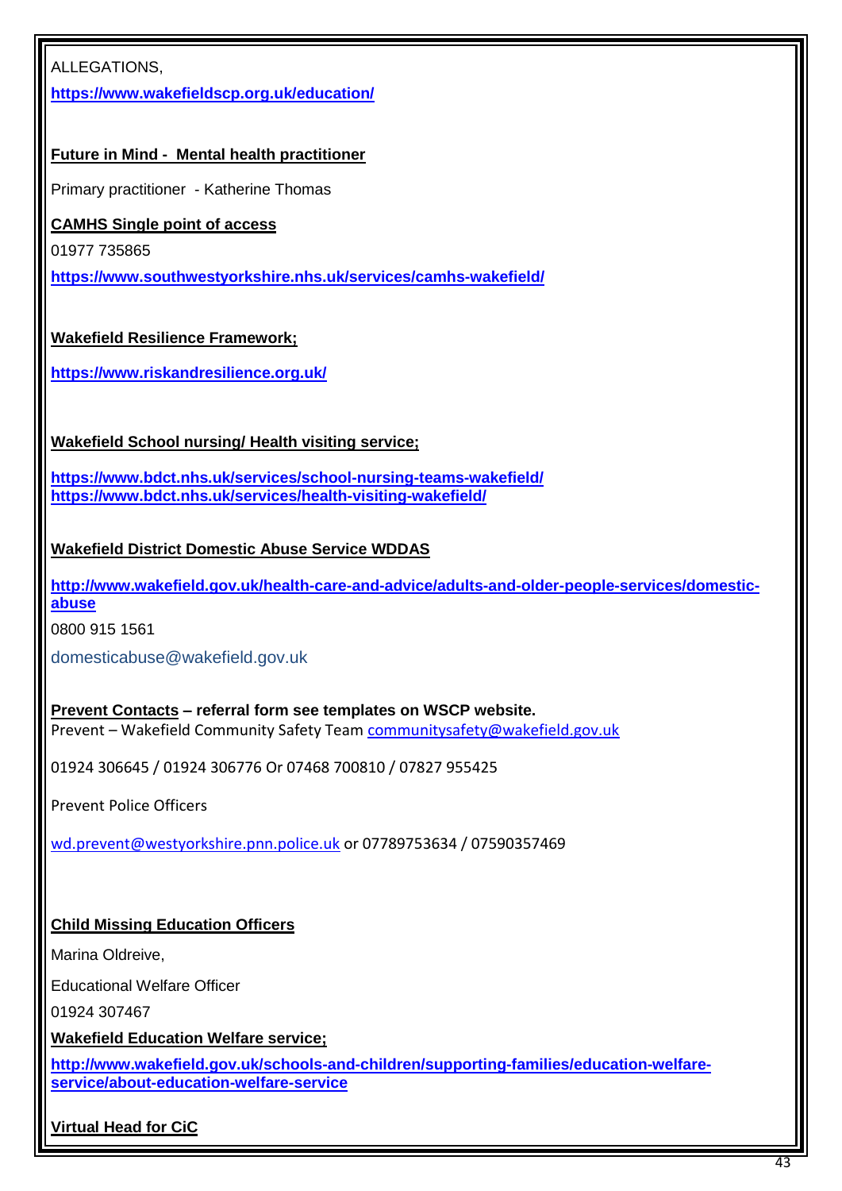ALLEGATIONS,

**https://www.wakefieldscp.org.uk/education/**

**Future in Mind - Mental health practitioner**

Primary practitioner - Katherine Thomas

**CAMHS Single point of access**

01977 735865

**https://www.southwestyorkshire.nhs.uk/services/camhs-wakefield/**

**Wakefield Resilience Framework;**

**https://www.riskandresilience.org.uk/**

**Wakefield School nursing/ Health visiting service;**

**https://www.bdct.nhs.uk/services/school-nursing-teams-wakefield/**
**https://www.bdct.nhs.uk/services/health-visiting-wakefield/**

**Wakefield District Domestic Abuse Service WDDAS**

**http://www.wakefield.gov.uk/health-care-and-advice/adults-and-older-people-services/domestic-abuse**

0800 915 1561

domesticabuse@wakefield.gov.uk

**Prevent Contacts – referral form see templates on WSCP website.**
Prevent – Wakefield Community Safety Team communitysafety@wakefield.gov.uk

01924 306645 / 01924 306776 Or 07468 700810 / 07827 955425

Prevent Police Officers

wd.prevent@westyorkshire.pnn.police.uk or 07789753634 / 07590357469

**Child Missing Education Officers**

Marina Oldreive,

Educational Welfare Officer

01924 307467

**Wakefield Education Welfare service;**

**http://www.wakefield.gov.uk/schools-and-children/supporting-families/education-welfare-service/about-education-welfare-service**

**Virtual Head for CiC**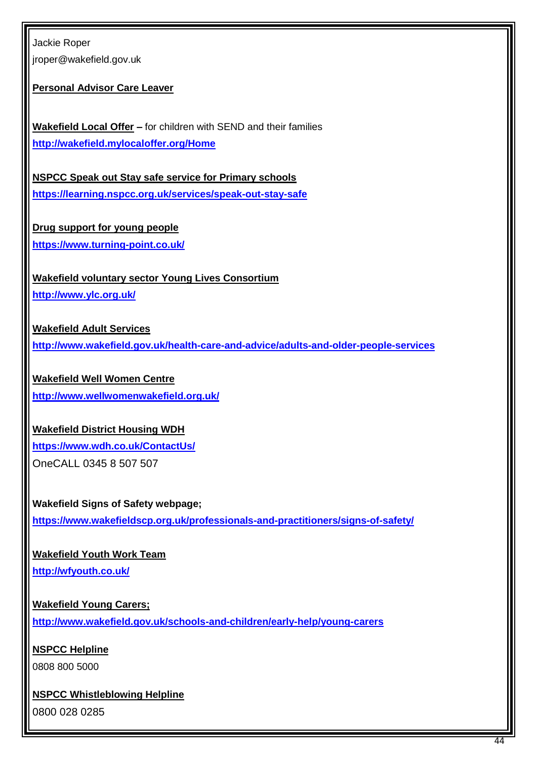Jackie Roper

jroper@wakefield.gov.uk

**Personal Advisor Care Leaver**

**Wakefield Local Offer –** for children with SEND and their families

**http://wakefield.mylocaloffer.org/Home**

**NSPCC Speak out Stay safe service for Primary schools**

**https://learning.nspcc.org.uk/services/speak-out-stay-safe**

**Drug support for young people**

**https://www.turning-point.co.uk/**

**Wakefield voluntary sector Young Lives Consortium**

**http://www.ylc.org.uk/**

**Wakefield Adult Services**

**http://www.wakefield.gov.uk/health-care-and-advice/adults-and-older-people-services**

**Wakefield Well Women Centre**

**http://www.wellwomenwakefield.org.uk/**

**Wakefield District Housing WDH**

**https://www.wdh.co.uk/ContactUs/**

OneCALL 0345 8 507 507

**Wakefield Signs of Safety webpage;**

**https://www.wakefieldscp.org.uk/professionals-and-practitioners/signs-of-safety/**

**Wakefield Youth Work Team**

**http://wfyouth.co.uk/**

**Wakefield Young Carers;**

**http://www.wakefield.gov.uk/schools-and-children/early-help/young-carers**

**NSPCC Helpline**

0808 800 5000

**NSPCC Whistleblowing Helpline**

0800 028 0285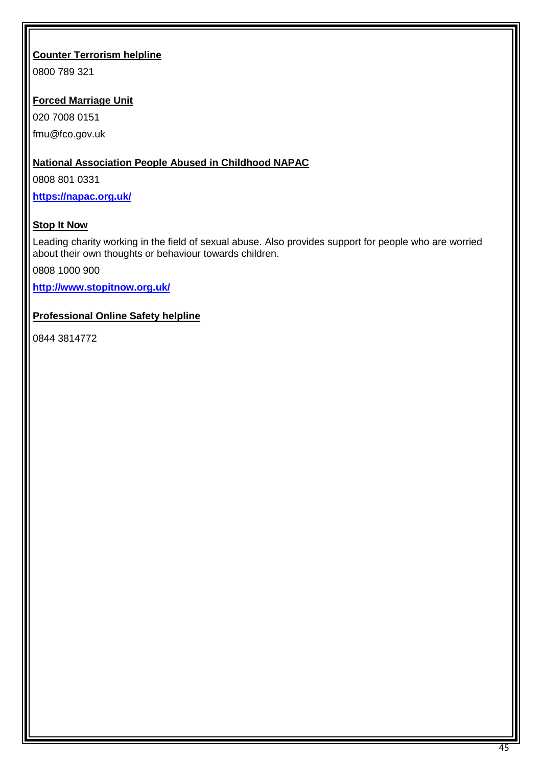**Counter Terrorism helpline**

0800 789 321

**Forced Marriage Unit**

020 7008 0151

fmu@fco.gov.uk

**National Association People Abused in Childhood NAPAC**

0808 801 0331

**https://napac.org.uk/**

**Stop It Now**

Leading charity working in the field of sexual abuse. Also provides support for people who are worried about their own thoughts or behaviour towards children.

0808 1000 900

**http://www.stopitnow.org.uk/**

**Professional Online Safety helpline**

0844 3814772